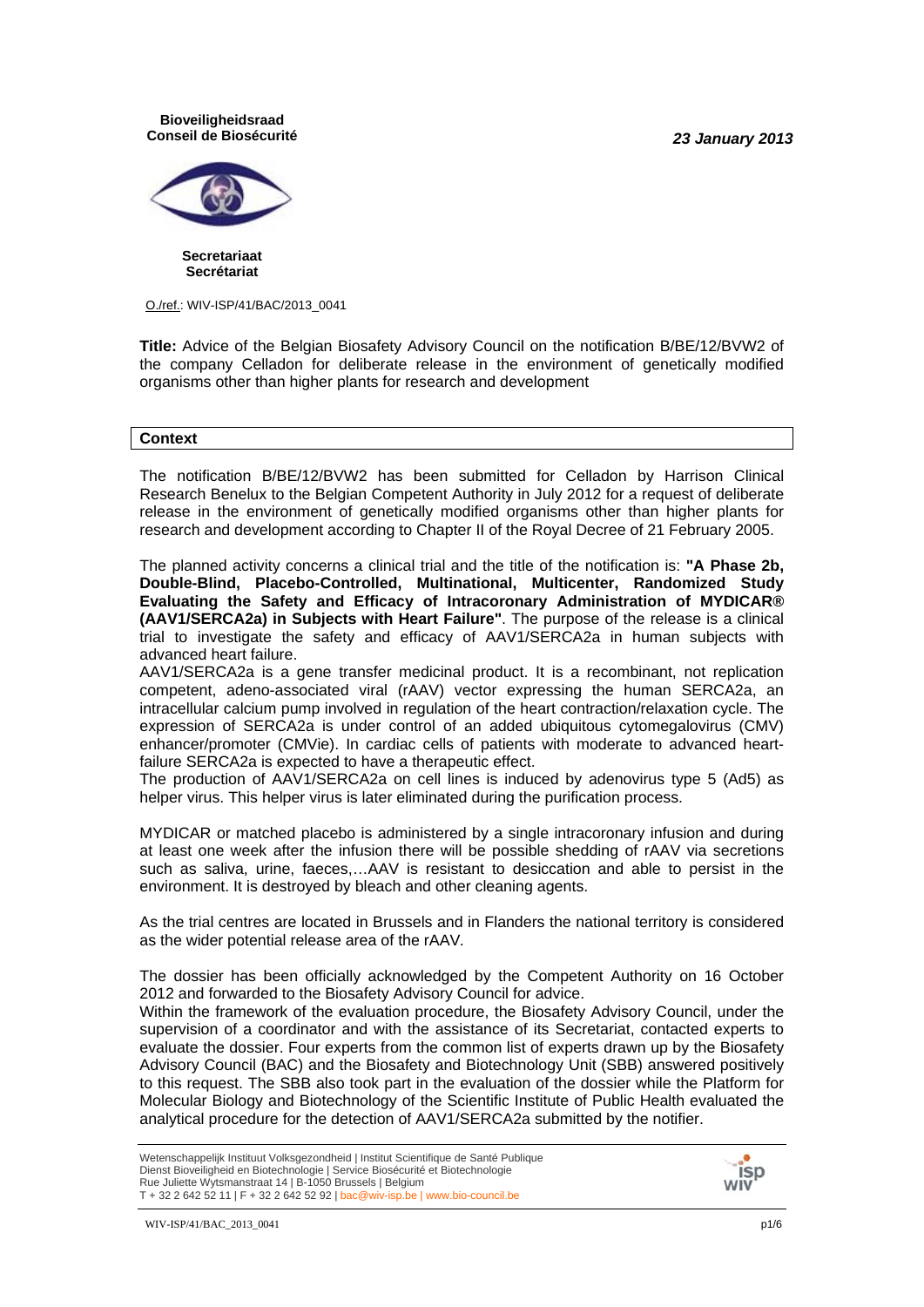**Bioveiligheidsraad**
**Conseil de Biosécurité**

***23 January 2013***

**Secretariaat**
**Secrétariat**

O./ref.: WIV-ISP/41/BAC/2013_0041

**Title:** Advice of the Belgian Biosafety Advisory Council on the notification B/BE/12/BVW2 of the company Celladon for deliberate release in the environment of genetically modified organisms other than higher plants for research and development

## Context

The notification B/BE/12/BVW2 has been submitted for Celladon by Harrison Clinical Research Benelux to the Belgian Competent Authority in July 2012 for a request of deliberate release in the environment of genetically modified organisms other than higher plants for research and development according to Chapter II of the Royal Decree of 21 February 2005.

The planned activity concerns a clinical trial and the title of the notification is: **"A Phase 2b, Double-Blind, Placebo-Controlled, Multinational, Multicenter, Randomized Study Evaluating the Safety and Efficacy of Intracoronary Administration of MYDICAR® (AAV1/SERCA2a) in Subjects with Heart Failure"**. The purpose of the release is a clinical trial to investigate the safety and efficacy of AAV1/SERCA2a in human subjects with advanced heart failure.

AAV1/SERCA2a is a gene transfer medicinal product. It is a recombinant, not replication competent, adeno-associated viral (rAAV) vector expressing the human SERCA2a, an intracellular calcium pump involved in regulation of the heart contraction/relaxation cycle. The expression of SERCA2a is under control of an added ubiquitous cytomegalovirus (CMV) enhancer/promoter (CMVie). In cardiac cells of patients with moderate to advanced heart-failure SERCA2a is expected to have a therapeutic effect.

The production of AAV1/SERCA2a on cell lines is induced by adenovirus type 5 (Ad5) as helper virus. This helper virus is later eliminated during the purification process.

MYDICAR or matched placebo is administered by a single intracoronary infusion and during at least one week after the infusion there will be possible shedding of rAAV via secretions such as saliva, urine, faeces,…AAV is resistant to desiccation and able to persist in the environment. It is destroyed by bleach and other cleaning agents.

As the trial centres are located in Brussels and in Flanders the national territory is considered as the wider potential release area of the rAAV.

The dossier has been officially acknowledged by the Competent Authority on 16 October 2012 and forwarded to the Biosafety Advisory Council for advice.

Within the framework of the evaluation procedure, the Biosafety Advisory Council, under the supervision of a coordinator and with the assistance of its Secretariat, contacted experts to evaluate the dossier. Four experts from the common list of experts drawn up by the Biosafety Advisory Council (BAC) and the Biosafety and Biotechnology Unit (SBB) answered positively to this request. The SBB also took part in the evaluation of the dossier while the Platform for Molecular Biology and Biotechnology of the Scientific Institute of Public Health evaluated the analytical procedure for the detection of AAV1/SERCA2a submitted by the notifier.

Wetenschappelijk Instituut Volksgezondheid | Institut Scientifique de Santé Publique
Dienst Bioveiligheid en Biotechnologie | Service Biosécurité et Biotechnologie
Rue Juliette Wytsmanstraat 14 | B-1050 Brussels | Belgium
T + 32 2 642 52 11 | F + 32 2 642 52 92 | bac@wiv-isp.be | www.bio-council.be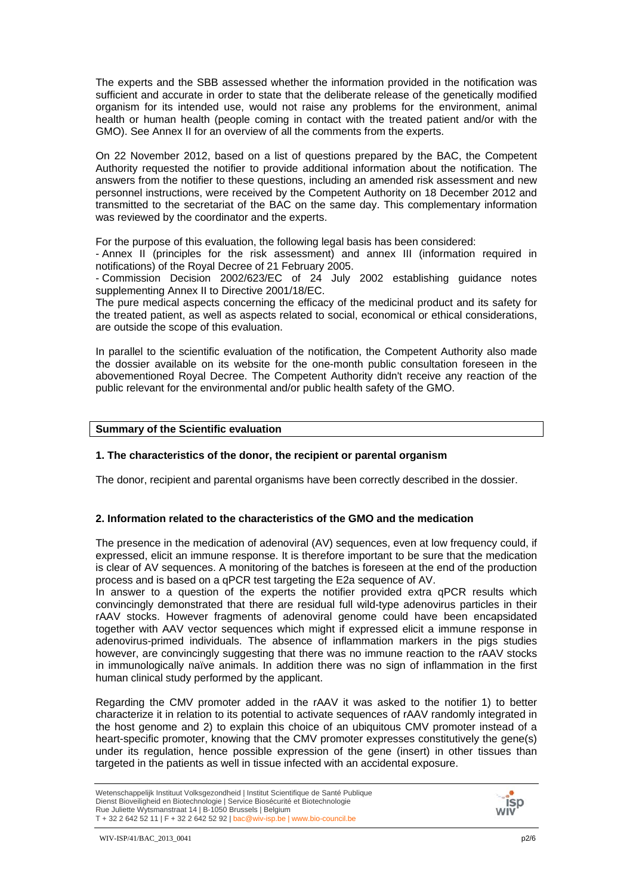The experts and the SBB assessed whether the information provided in the notification was sufficient and accurate in order to state that the deliberate release of the genetically modified organism for its intended use, would not raise any problems for the environment, animal health or human health (people coming in contact with the treated patient and/or with the GMO). See Annex II for an overview of all the comments from the experts.

On 22 November 2012, based on a list of questions prepared by the BAC, the Competent Authority requested the notifier to provide additional information about the notification. The answers from the notifier to these questions, including an amended risk assessment and new personnel instructions, were received by the Competent Authority on 18 December 2012 and transmitted to the secretariat of the BAC on the same day. This complementary information was reviewed by the coordinator and the experts.

For the purpose of this evaluation, the following legal basis has been considered:

- Annex II (principles for the risk assessment) and annex III (information required in notifications) of the Royal Decree of 21 February 2005.
- Commission Decision 2002/623/EC of 24 July 2002 establishing guidance notes supplementing Annex II to Directive 2001/18/EC.

The pure medical aspects concerning the efficacy of the medicinal product and its safety for the treated patient, as well as aspects related to social, economical or ethical considerations, are outside the scope of this evaluation.

In parallel to the scientific evaluation of the notification, the Competent Authority also made the dossier available on its website for the one-month public consultation foreseen in the abovementioned Royal Decree. The Competent Authority didn't receive any reaction of the public relevant for the environmental and/or public health safety of the GMO.

## Summary of the Scientific evaluation

### 1. The characteristics of the donor, the recipient or parental organism

The donor, recipient and parental organisms have been correctly described in the dossier.

### 2. Information related to the characteristics of the GMO and the medication

The presence in the medication of adenoviral (AV) sequences, even at low frequency could, if expressed, elicit an immune response. It is therefore important to be sure that the medication is clear of AV sequences. A monitoring of the batches is foreseen at the end of the production process and is based on a qPCR test targeting the E2a sequence of AV.

In answer to a question of the experts the notifier provided extra qPCR results which convincingly demonstrated that there are residual full wild-type adenovirus particles in their rAAV stocks. However fragments of adenoviral genome could have been encapsidated together with AAV vector sequences which might if expressed elicit a immune response in adenovirus-primed individuals. The absence of inflammation markers in the pigs studies however, are convincingly suggesting that there was no immune reaction to the rAAV stocks in immunologically naïve animals. In addition there was no sign of inflammation in the first human clinical study performed by the applicant.

Regarding the CMV promoter added in the rAAV it was asked to the notifier 1) to better characterize it in relation to its potential to activate sequences of rAAV randomly integrated in the host genome and 2) to explain this choice of an ubiquitous CMV promoter instead of a heart-specific promoter, knowing that the CMV promoter expresses constitutively the gene(s) under its regulation, hence possible expression of the gene (insert) in other tissues than targeted in the patients as well in tissue infected with an accidental exposure.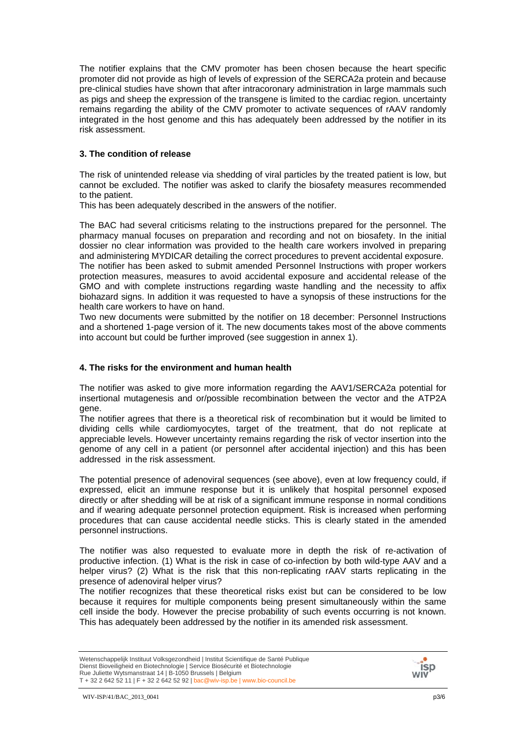The notifier explains that the CMV promoter has been chosen because the heart specific promoter did not provide as high of levels of expression of the SERCA2a protein and because pre-clinical studies have shown that after intracoronary administration in large mammals such as pigs and sheep the expression of the transgene is limited to the cardiac region. uncertainty remains regarding the ability of the CMV promoter to activate sequences of rAAV randomly integrated in the host genome and this has adequately been addressed by the notifier in its risk assessment.

### 3. The condition of release

The risk of unintended release via shedding of viral particles by the treated patient is low, but cannot be excluded. The notifier was asked to clarify the biosafety measures recommended to the patient.
This has been adequately described in the answers of the notifier.

The BAC had several criticisms relating to the instructions prepared for the personnel. The pharmacy manual focuses on preparation and recording and not on biosafety. In the initial dossier no clear information was provided to the health care workers involved in preparing and administering MYDICAR detailing the correct procedures to prevent accidental exposure.
The notifier has been asked to submit amended Personnel Instructions with proper workers protection measures, measures to avoid accidental exposure and accidental release of the GMO and with complete instructions regarding waste handling and the necessity to affix biohazard signs. In addition it was requested to have a synopsis of these instructions for the health care workers to have on hand.
Two new documents were submitted by the notifier on 18 december: Personnel Instructions and a shortened 1-page version of it. The new documents takes most of the above comments into account but could be further improved (see suggestion in annex 1).

### 4. The risks for the environment and human health

The notifier was asked to give more information regarding the AAV1/SERCA2a potential for insertional mutagenesis and or/possible recombination between the vector and the ATP2A gene.
The notifier agrees that there is a theoretical risk of recombination but it would be limited to dividing cells while cardiomyocytes, target of the treatment, that do not replicate at appreciable levels. However uncertainty remains regarding the risk of vector insertion into the genome of any cell in a patient (or personnel after accidental injection) and this has been addressed in the risk assessment.

The potential presence of adenoviral sequences (see above), even at low frequency could, if expressed, elicit an immune response but it is unlikely that hospital personnel exposed directly or after shedding will be at risk of a significant immune response in normal conditions and if wearing adequate personnel protection equipment. Risk is increased when performing procedures that can cause accidental needle sticks. This is clearly stated in the amended personnel instructions.

The notifier was also requested to evaluate more in depth the risk of re-activation of productive infection. (1) What is the risk in case of co-infection by both wild-type AAV and a helper virus? (2) What is the risk that this non-replicating rAAV starts replicating in the presence of adenoviral helper virus?
The notifier recognizes that these theoretical risks exist but can be considered to be low because it requires for multiple components being present simultaneously within the same cell inside the body. However the precise probability of such events occurring is not known. This has adequately been addressed by the notifier in its amended risk assessment.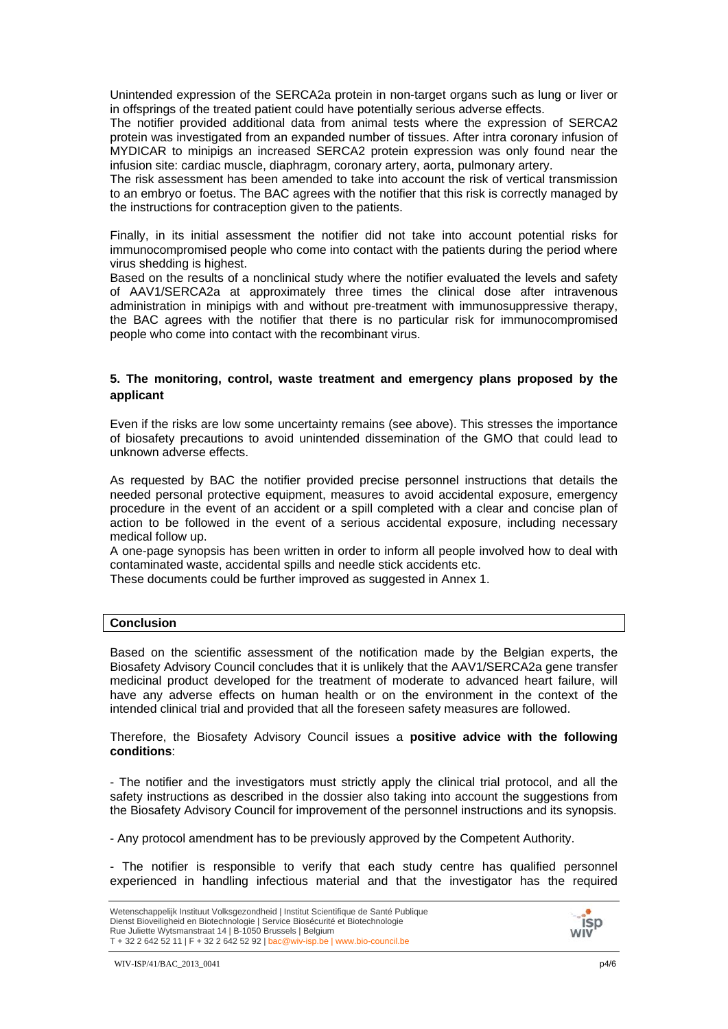Unintended expression of the SERCA2a protein in non-target organs such as lung or liver or in offsprings of the treated patient could have potentially serious adverse effects.

The notifier provided additional data from animal tests where the expression of SERCA2 protein was investigated from an expanded number of tissues. After intra coronary infusion of MYDICAR to minipigs an increased SERCA2 protein expression was only found near the infusion site: cardiac muscle, diaphragm, coronary artery, aorta, pulmonary artery.

The risk assessment has been amended to take into account the risk of vertical transmission to an embryo or foetus. The BAC agrees with the notifier that this risk is correctly managed by the instructions for contraception given to the patients.

Finally, in its initial assessment the notifier did not take into account potential risks for immunocompromised people who come into contact with the patients during the period where virus shedding is highest.

Based on the results of a nonclinical study where the notifier evaluated the levels and safety of AAV1/SERCA2a at approximately three times the clinical dose after intravenous administration in minipigs with and without pre-treatment with immunosuppressive therapy, the BAC agrees with the notifier that there is no particular risk for immunocompromised people who come into contact with the recombinant virus.

## 5. The monitoring, control, waste treatment and emergency plans proposed by the applicant

Even if the risks are low some uncertainty remains (see above). This stresses the importance of biosafety precautions to avoid unintended dissemination of the GMO that could lead to unknown adverse effects.

As requested by BAC the notifier provided precise personnel instructions that details the needed personal protective equipment, measures to avoid accidental exposure, emergency procedure in the event of an accident or a spill completed with a clear and concise plan of action to be followed in the event of a serious accidental exposure, including necessary medical follow up.

A one-page synopsis has been written in order to inform all people involved how to deal with contaminated waste, accidental spills and needle stick accidents etc.

These documents could be further improved as suggested in Annex 1.

## Conclusion

Based on the scientific assessment of the notification made by the Belgian experts, the Biosafety Advisory Council concludes that it is unlikely that the AAV1/SERCA2a gene transfer medicinal product developed for the treatment of moderate to advanced heart failure, will have any adverse effects on human health or on the environment in the context of the intended clinical trial and provided that all the foreseen safety measures are followed.

Therefore, the Biosafety Advisory Council issues a **positive advice with the following conditions**:

- The notifier and the investigators must strictly apply the clinical trial protocol, and all the safety instructions as described in the dossier also taking into account the suggestions from the Biosafety Advisory Council for improvement of the personnel instructions and its synopsis.

- Any protocol amendment has to be previously approved by the Competent Authority.

- The notifier is responsible to verify that each study centre has qualified personnel experienced in handling infectious material and that the investigator has the required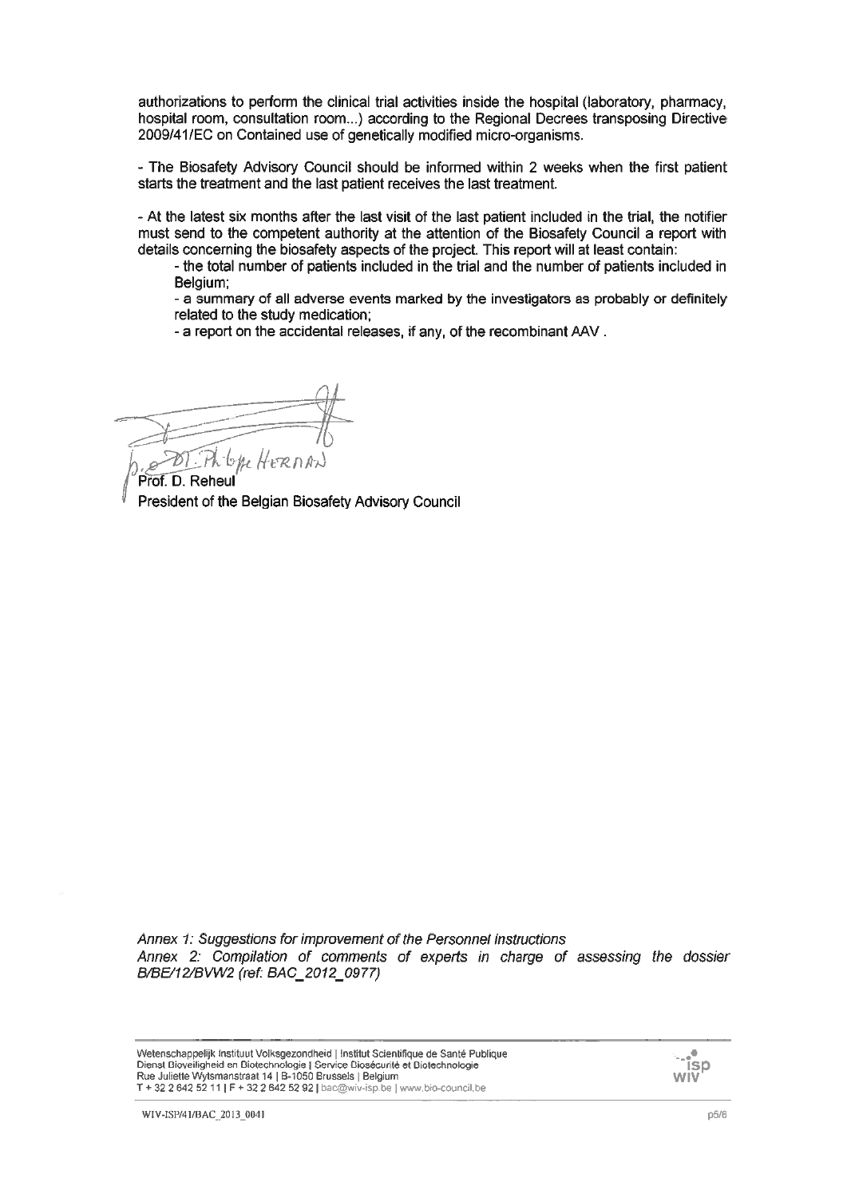authorizations to perform the clinical trial activities inside the hospital (laboratory, pharmacy, hospital room, consultation room...) according to the Regional Decrees transposing Directive 2009/41/EC on Contained use of genetically modified micro-organisms.

- The Biosafety Advisory Council should be informed within 2 weeks when the first patient starts the treatment and the last patient receives the last treatment.

- At the latest six months after the last visit of the last patient included in the trial, the notifier must send to the competent authority at the attention of the Biosafety Council a report with details concerning the biosafety aspects of the project. This report will at least contain:
  - the total number of patients included in the trial and the number of patients included in Belgium;
  - a summary of all adverse events marked by the investigators as probably or definitely related to the study medication;
  - a report on the accidental releases, if any, of the recombinant AAV .

p.o. Dr. Philippe Herman

Prof. D. Reheul
President of the Belgian Biosafety Advisory Council

*Annex 1: Suggestions for improvement of the Personnel Instructions*
*Annex 2: Compilation of comments of experts in charge of assessing the dossier B/BE/12/BVW2 (ref: BAC_2012_0977)*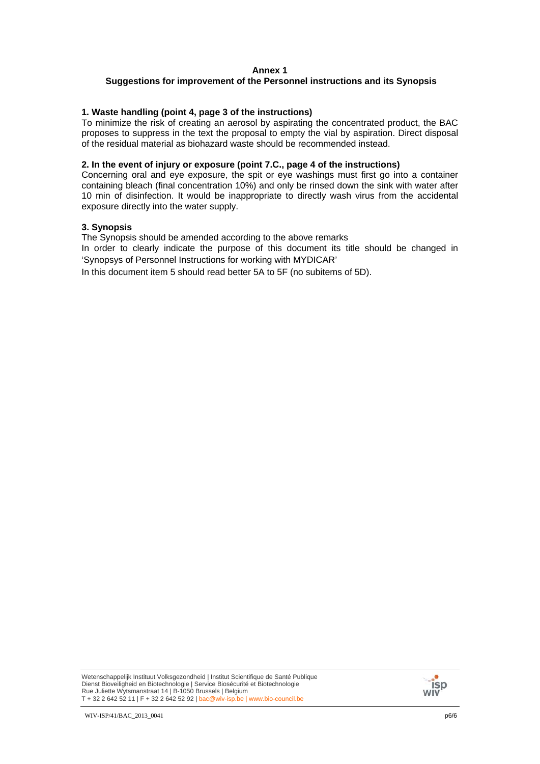**Annex 1**

**Suggestions for improvement of the Personnel instructions and its Synopsis**

**1. Waste handling (point 4, page 3 of the instructions)**

To minimize the risk of creating an aerosol by aspirating the concentrated product, the BAC proposes to suppress in the text the proposal to empty the vial by aspiration. Direct disposal of the residual material as biohazard waste should be recommended instead.

**2. In the event of injury or exposure (point 7.C., page 4 of the instructions)**

Concerning oral and eye exposure, the spit or eye washings must first go into a container containing bleach (final concentration 10%) and only be rinsed down the sink with water after 10 min of disinfection. It would be inappropriate to directly wash virus from the accidental exposure directly into the water supply.

**3. Synopsis**

The Synopsis should be amended according to the above remarks

In order to clearly indicate the purpose of this document its title should be changed in 'Synopsys of Personnel Instructions for working with MYDICAR'

In this document item 5 should read better 5A to 5F (no subitems of 5D).

Wetenschappelijk Instituut Volksgezondheid | Institut Scientifique de Santé Publique
Dienst Bioveiligheid en Biotechnologie | Service Biosécurité et Biotechnologie
Rue Juliette Wytsmanstraat 14 | B-1050 Brussels | Belgium
T + 32 2 642 52 11 | F + 32 2 642 52 92 | bac@wiv-isp.be | www.bio-council.be

WIV-ISP/41/BAC_2013_0041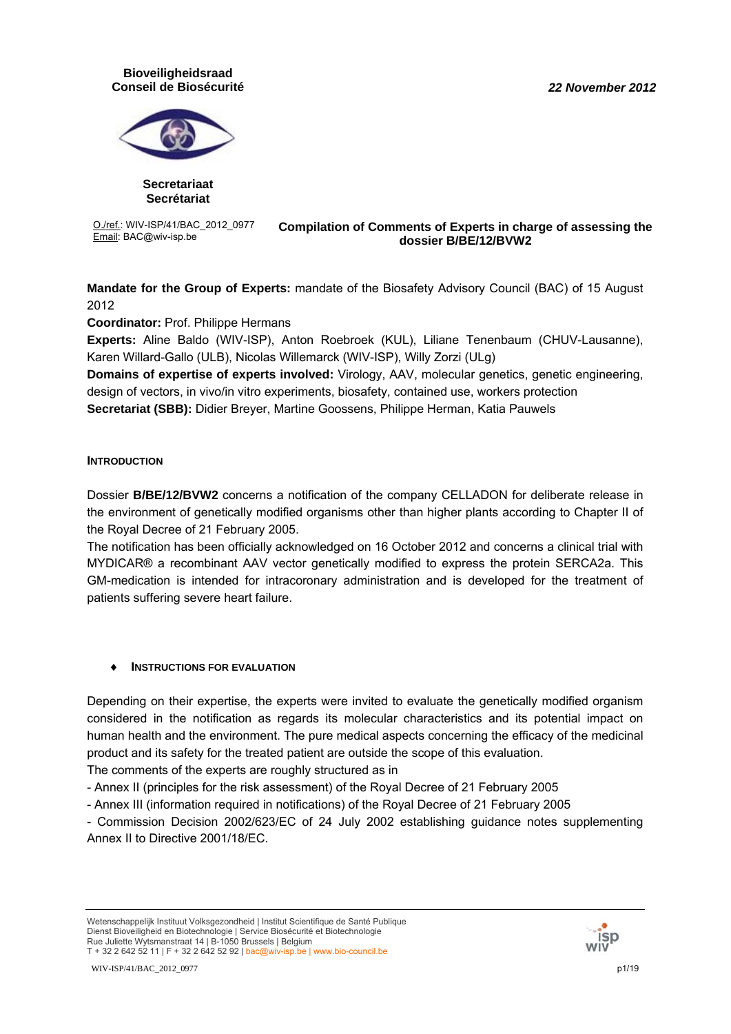**Bioveiligheidsraad**
**Conseil de Biosécurité**

**Secretariaat**
**Secrétariat**

*22 November 2012*

O./ref.: WIV-ISP/41/BAC_2012_0977
Email: BAC@wiv-isp.be

**Compilation of Comments of Experts in charge of assessing the dossier B/BE/12/BVW2**

**Mandate for the Group of Experts:** mandate of the Biosafety Advisory Council (BAC) of 15 August 2012

**Coordinator:** Prof. Philippe Hermans

**Experts:** Aline Baldo (WIV-ISP), Anton Roebroek (KUL), Liliane Tenenbaum (CHUV-Lausanne), Karen Willard-Gallo (ULB), Nicolas Willemarck (WIV-ISP), Willy Zorzi (ULg)

**Domains of expertise of experts involved:** Virology, AAV, molecular genetics, genetic engineering, design of vectors, in vivo/in vitro experiments, biosafety, contained use, workers protection

**Secretariat (SBB):** Didier Breyer, Martine Goossens, Philippe Herman, Katia Pauwels

## INTRODUCTION

Dossier **B/BE/12/BVW2** concerns a notification of the company CELLADON for deliberate release in the environment of genetically modified organisms other than higher plants according to Chapter II of the Royal Decree of 21 February 2005.

The notification has been officially acknowledged on 16 October 2012 and concerns a clinical trial with MYDICAR® a recombinant AAV vector genetically modified to express the protein SERCA2a. This GM-medication is intended for intracoronary administration and is developed for the treatment of patients suffering severe heart failure.

### ♦ INSTRUCTIONS FOR EVALUATION

Depending on their expertise, the experts were invited to evaluate the genetically modified organism considered in the notification as regards its molecular characteristics and its potential impact on human health and the environment. The pure medical aspects concerning the efficacy of the medicinal product and its safety for the treated patient are outside the scope of this evaluation.

The comments of the experts are roughly structured as in

- Annex II (principles for the risk assessment) of the Royal Decree of 21 February 2005
- Annex III (information required in notifications) of the Royal Decree of 21 February 2005
- Commission Decision 2002/623/EC of 24 July 2002 establishing guidance notes supplementing Annex II to Directive 2001/18/EC.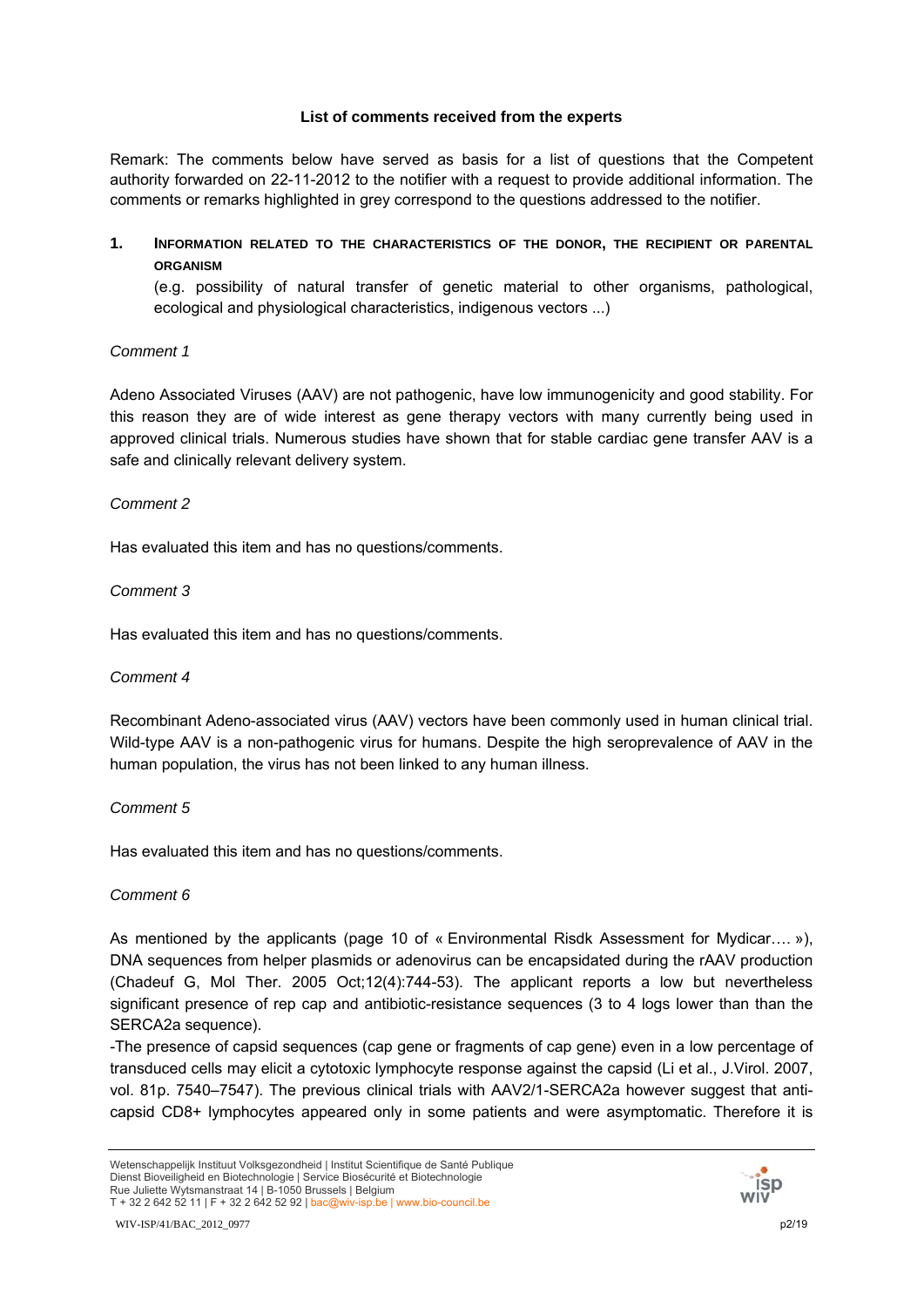### List of comments received from the experts

Remark: The comments below have served as basis for a list of questions that the Competent authority forwarded on 22-11-2012 to the notifier with a request to provide additional information. The comments or remarks highlighted in grey correspond to the questions addressed to the notifier.

## 1. INFORMATION RELATED TO THE CHARACTERISTICS OF THE DONOR, THE RECIPIENT OR PARENTAL ORGANISM

(e.g. possibility of natural transfer of genetic material to other organisms, pathological, ecological and physiological characteristics, indigenous vectors ...)

*Comment 1*

Adeno Associated Viruses (AAV) are not pathogenic, have low immunogenicity and good stability. For this reason they are of wide interest as gene therapy vectors with many currently being used in approved clinical trials. Numerous studies have shown that for stable cardiac gene transfer AAV is a safe and clinically relevant delivery system.

*Comment 2*

Has evaluated this item and has no questions/comments.

*Comment 3*

Has evaluated this item and has no questions/comments.

*Comment 4*

Recombinant Adeno-associated virus (AAV) vectors have been commonly used in human clinical trial. Wild-type AAV is a non-pathogenic virus for humans. Despite the high seroprevalence of AAV in the human population, the virus has not been linked to any human illness.

*Comment 5*

Has evaluated this item and has no questions/comments.

*Comment 6*

As mentioned by the applicants (page 10 of « Environmental Risdk Assessment for Mydicar…. »), DNA sequences from helper plasmids or adenovirus can be encapsidated during the rAAV production (Chadeuf G, Mol Ther. 2005 Oct;12(4):744-53). The applicant reports a low but nevertheless significant presence of rep cap and antibiotic-resistance sequences (3 to 4 logs lower than than the SERCA2a sequence).

-The presence of capsid sequences (cap gene or fragments of cap gene) even in a low percentage of transduced cells may elicit a cytotoxic lymphocyte response against the capsid (Li et al., J.Virol. 2007, vol. 81p. 7540–7547). The previous clinical trials with AAV2/1-SERCA2a however suggest that anti-capsid CD8+ lymphocytes appeared only in some patients and were asymptomatic. Therefore it is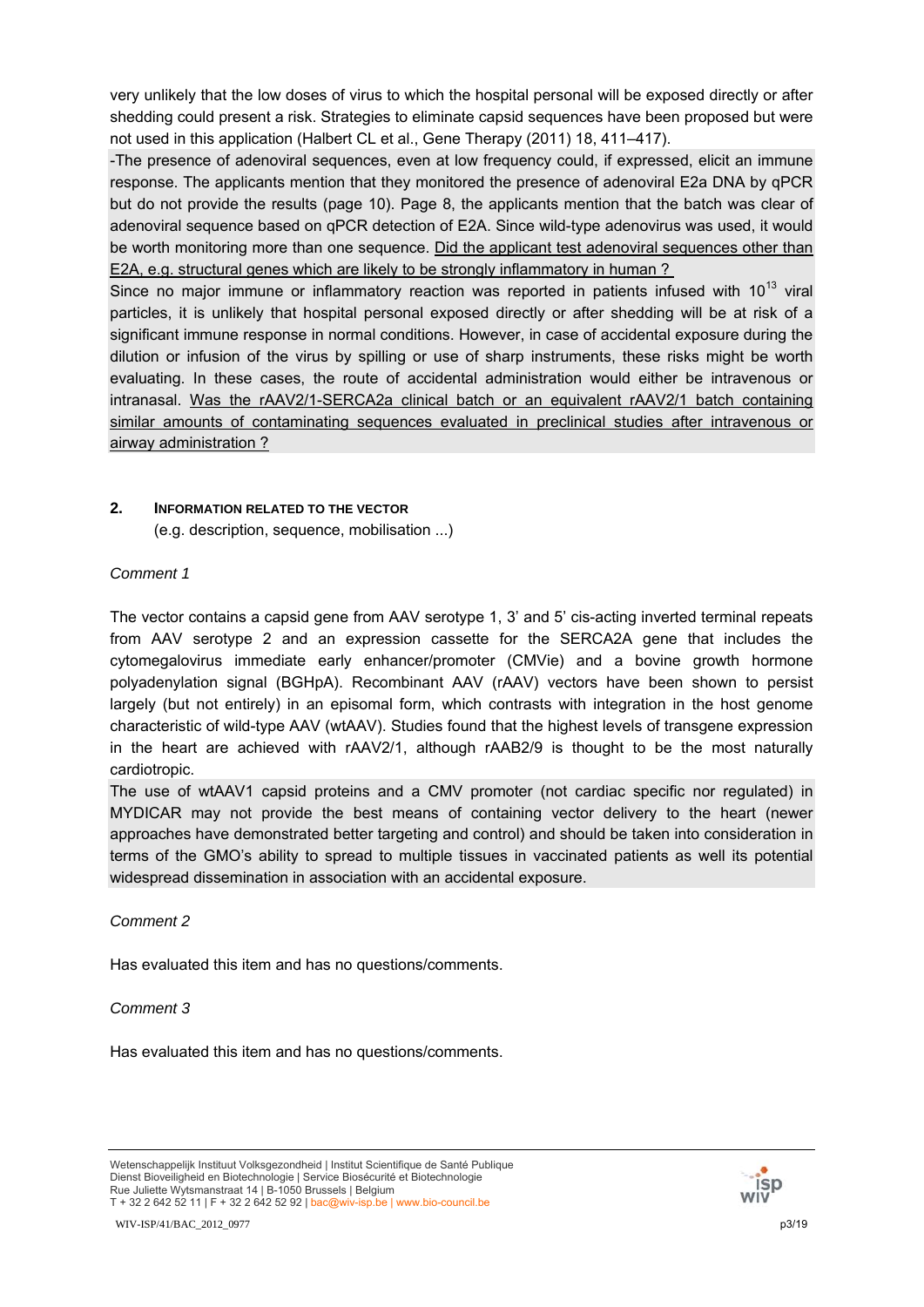very unlikely that the low doses of virus to which the hospital personal will be exposed directly or after shedding could present a risk. Strategies to eliminate capsid sequences have been proposed but were not used in this application (Halbert CL et al., Gene Therapy (2011) 18, 411–417).

-The presence of adenoviral sequences, even at low frequency could, if expressed, elicit an immune response. The applicants mention that they monitored the presence of adenoviral E2a DNA by qPCR but do not provide the results (page 10). Page 8, the applicants mention that the batch was clear of adenoviral sequence based on qPCR detection of E2A. Since wild-type adenovirus was used, it would be worth monitoring more than one sequence. <u>Did the applicant test adenoviral sequences other than E2A, e.g. structural genes which are likely to be strongly inflammatory in human ?</u>

Since no major immune or inflammatory reaction was reported in patients infused with $10^{13}$ viral particles, it is unlikely that hospital personal exposed directly or after shedding will be at risk of a significant immune response in normal conditions. However, in case of accidental exposure during the dilution or infusion of the virus by spilling or use of sharp instruments, these risks might be worth evaluating. In these cases, the route of accidental administration would either be intravenous or intranasal. <u>Was the rAAV2/1-SERCA2a clinical batch or an equivalent rAAV2/1 batch containing similar amounts of contaminating sequences evaluated in preclinical studies after intravenous or airway administration ?</u>

## 2. INFORMATION RELATED TO THE VECTOR

(e.g. description, sequence, mobilisation ...)

*Comment 1*

The vector contains a capsid gene from AAV serotype 1, 3' and 5' cis-acting inverted terminal repeats from AAV serotype 2 and an expression cassette for the SERCA2A gene that includes the cytomegalovirus immediate early enhancer/promoter (CMVie) and a bovine growth hormone polyadenylation signal (BGHpA). Recombinant AAV (rAAV) vectors have been shown to persist largely (but not entirely) in an episomal form, which contrasts with integration in the host genome characteristic of wild-type AAV (wtAAV). Studies found that the highest levels of transgene expression in the heart are achieved with rAAV2/1, although rAAB2/9 is thought to be the most naturally cardiotropic.

The use of wtAAV1 capsid proteins and a CMV promoter (not cardiac specific nor regulated) in MYDICAR may not provide the best means of containing vector delivery to the heart (newer approaches have demonstrated better targeting and control) and should be taken into consideration in terms of the GMO's ability to spread to multiple tissues in vaccinated patients as well its potential widespread dissemination in association with an accidental exposure.

*Comment 2*

Has evaluated this item and has no questions/comments.

*Comment 3*

Has evaluated this item and has no questions/comments.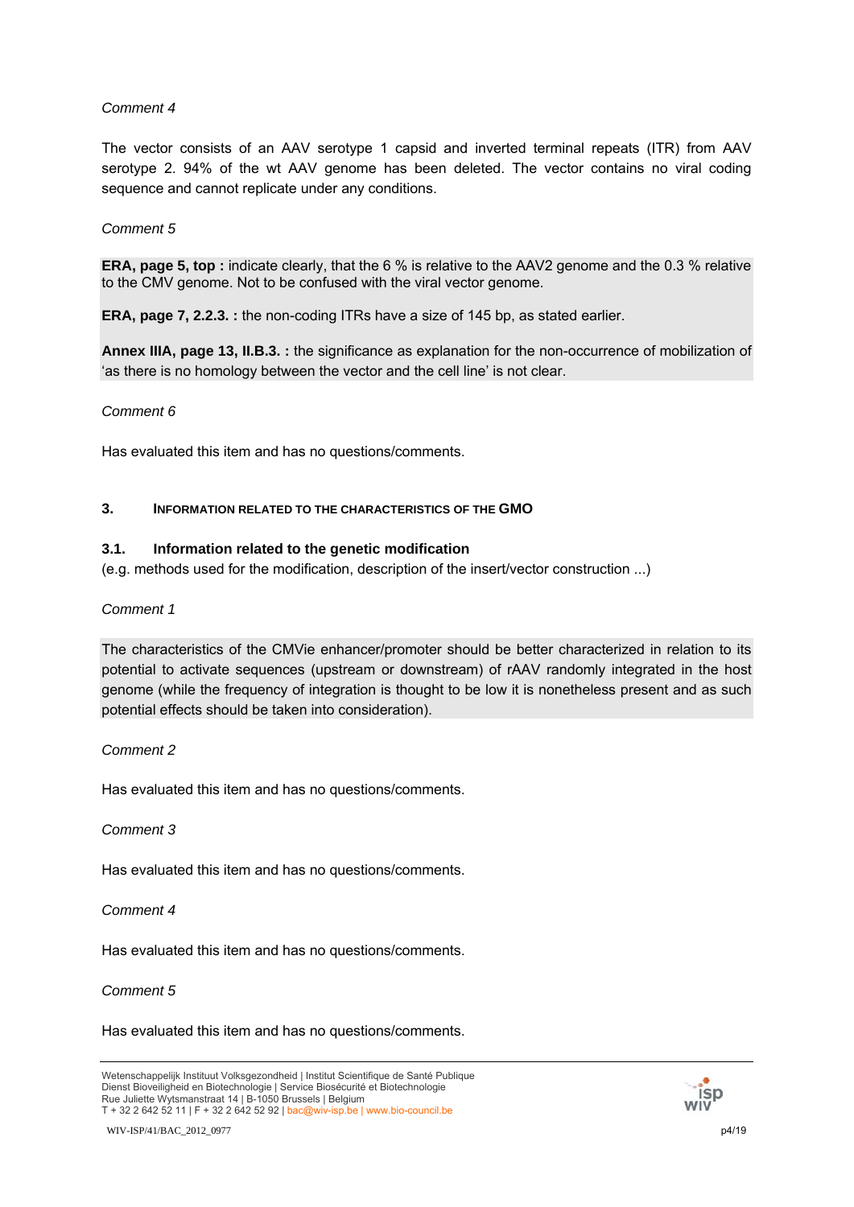*Comment 4*

The vector consists of an AAV serotype 1 capsid and inverted terminal repeats (ITR) from AAV serotype 2. 94% of the wt AAV genome has been deleted. The vector contains no viral coding sequence and cannot replicate under any conditions.

*Comment 5*

**ERA, page 5, top :** indicate clearly, that the 6 % is relative to the AAV2 genome and the 0.3 % relative to the CMV genome. Not to be confused with the viral vector genome.

**ERA, page 7, 2.2.3. :** the non-coding ITRs have a size of 145 bp, as stated earlier.

**Annex IIIA, page 13, II.B.3. :** the significance as explanation for the non-occurrence of mobilization of 'as there is no homology between the vector and the cell line' is not clear.

*Comment 6*

Has evaluated this item and has no questions/comments.

## 3. INFORMATION RELATED TO THE CHARACTERISTICS OF THE GMO

### 3.1. Information related to the genetic modification

(e.g. methods used for the modification, description of the insert/vector construction ...)

*Comment 1*

The characteristics of the CMVie enhancer/promoter should be better characterized in relation to its potential to activate sequences (upstream or downstream) of rAAV randomly integrated in the host genome (while the frequency of integration is thought to be low it is nonetheless present and as such potential effects should be taken into consideration).

*Comment 2*

Has evaluated this item and has no questions/comments.

*Comment 3*

Has evaluated this item and has no questions/comments.

*Comment 4*

Has evaluated this item and has no questions/comments.

*Comment 5*

Has evaluated this item and has no questions/comments.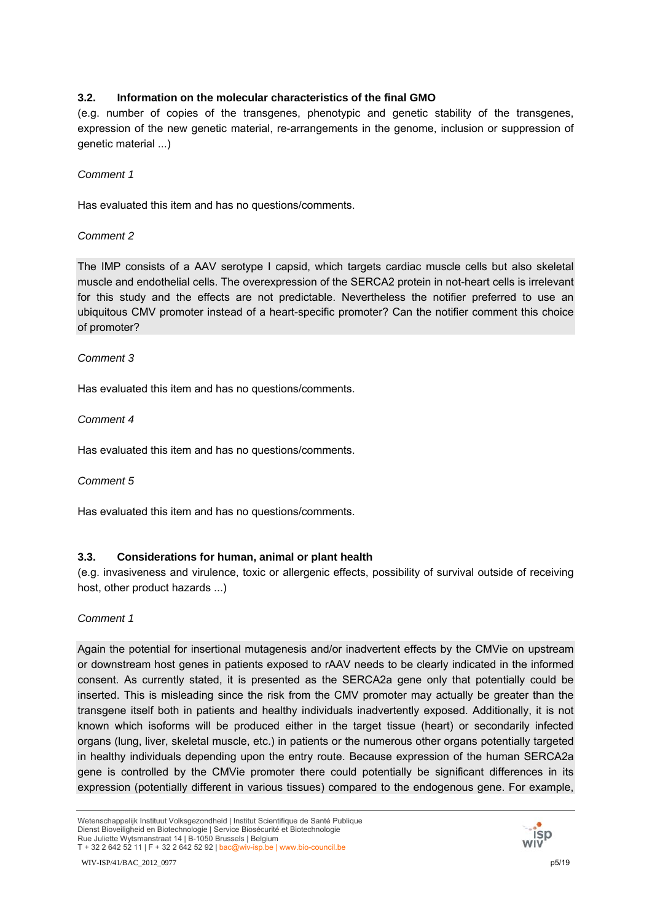### 3.2. Information on the molecular characteristics of the final GMO

(e.g. number of copies of the transgenes, phenotypic and genetic stability of the transgenes, expression of the new genetic material, re-arrangements in the genome, inclusion or suppression of genetic material ...)

*Comment 1*

Has evaluated this item and has no questions/comments.

*Comment 2*

The IMP consists of a AAV serotype I capsid, which targets cardiac muscle cells but also skeletal muscle and endothelial cells. The overexpression of the SERCA2 protein in not-heart cells is irrelevant for this study and the effects are not predictable. Nevertheless the notifier preferred to use an ubiquitous CMV promoter instead of a heart-specific promoter? Can the notifier comment this choice of promoter?

*Comment 3*

Has evaluated this item and has no questions/comments.

*Comment 4*

Has evaluated this item and has no questions/comments.

*Comment 5*

Has evaluated this item and has no questions/comments.

### 3.3. Considerations for human, animal or plant health

(e.g. invasiveness and virulence, toxic or allergenic effects, possibility of survival outside of receiving host, other product hazards ...)

*Comment 1*

Again the potential for insertional mutagenesis and/or inadvertent effects by the CMVie on upstream or downstream host genes in patients exposed to rAAV needs to be clearly indicated in the informed consent. As currently stated, it is presented as the SERCA2a gene only that potentially could be inserted. This is misleading since the risk from the CMV promoter may actually be greater than the transgene itself both in patients and healthy individuals inadvertently exposed. Additionally, it is not known which isoforms will be produced either in the target tissue (heart) or secondarily infected organs (lung, liver, skeletal muscle, etc.) in patients or the numerous other organs potentially targeted in healthy individuals depending upon the entry route. Because expression of the human SERCA2a gene is controlled by the CMVie promoter there could potentially be significant differences in its expression (potentially different in various tissues) compared to the endogenous gene. For example,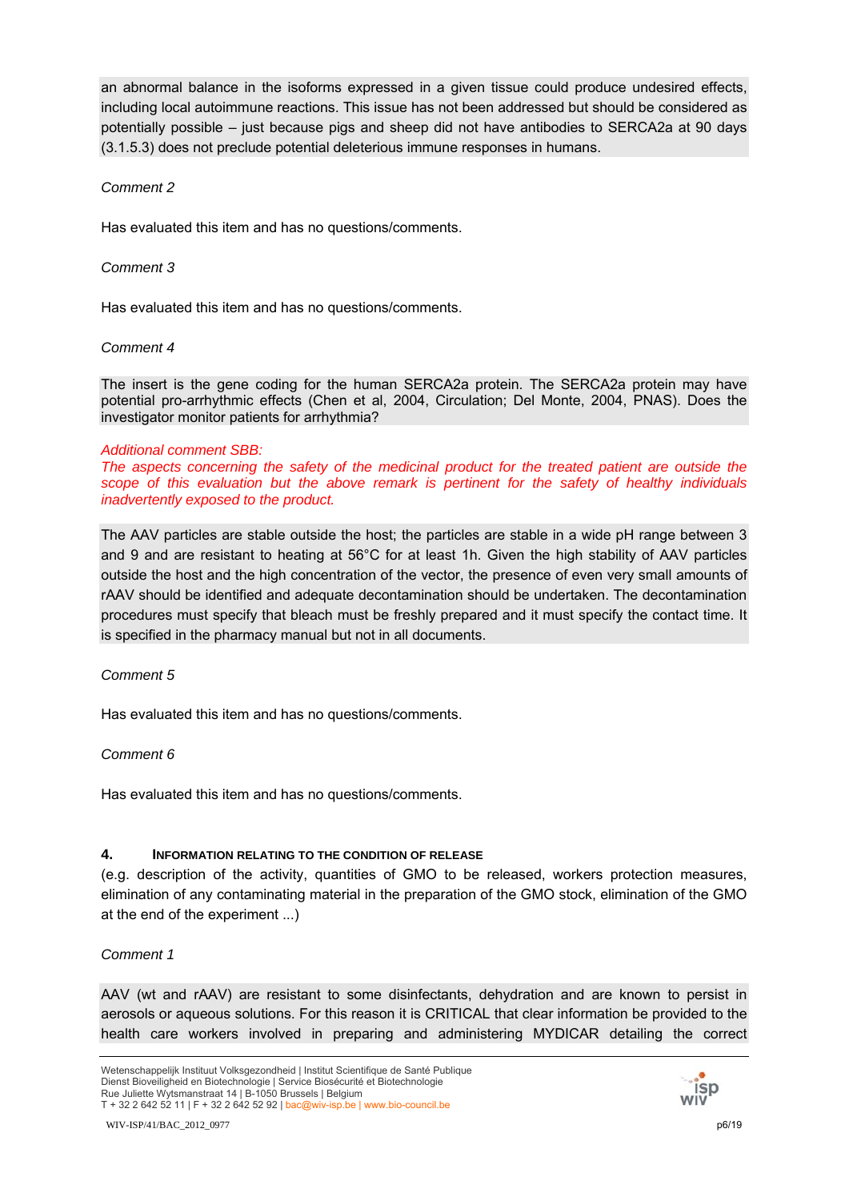an abnormal balance in the isoforms expressed in a given tissue could produce undesired effects, including local autoimmune reactions. This issue has not been addressed but should be considered as potentially possible – just because pigs and sheep did not have antibodies to SERCA2a at 90 days (3.1.5.3) does not preclude potential deleterious immune responses in humans.

*Comment 2*

Has evaluated this item and has no questions/comments.

*Comment 3*

Has evaluated this item and has no questions/comments.

*Comment 4*

The insert is the gene coding for the human SERCA2a protein. The SERCA2a protein may have potential pro-arrhythmic effects (Chen et al, 2004, Circulation; Del Monte, 2004, PNAS). Does the investigator monitor patients for arrhythmia?

*Additional comment SBB:*
*The aspects concerning the safety of the medicinal product for the treated patient are outside the scope of this evaluation but the above remark is pertinent for the safety of healthy individuals inadvertently exposed to the product.*

The AAV particles are stable outside the host; the particles are stable in a wide pH range between 3 and 9 and are resistant to heating at 56°C for at least 1h. Given the high stability of AAV particles outside the host and the high concentration of the vector, the presence of even very small amounts of rAAV should be identified and adequate decontamination should be undertaken. The decontamination procedures must specify that bleach must be freshly prepared and it must specify the contact time. It is specified in the pharmacy manual but not in all documents.

*Comment 5*

Has evaluated this item and has no questions/comments.

*Comment 6*

Has evaluated this item and has no questions/comments.

## 4. INFORMATION RELATING TO THE CONDITION OF RELEASE

(e.g. description of the activity, quantities of GMO to be released, workers protection measures, elimination of any contaminating material in the preparation of the GMO stock, elimination of the GMO at the end of the experiment ...)

*Comment 1*

AAV (wt and rAAV) are resistant to some disinfectants, dehydration and are known to persist in aerosols or aqueous solutions. For this reason it is CRITICAL that clear information be provided to the health care workers involved in preparing and administering MYDICAR detailing the correct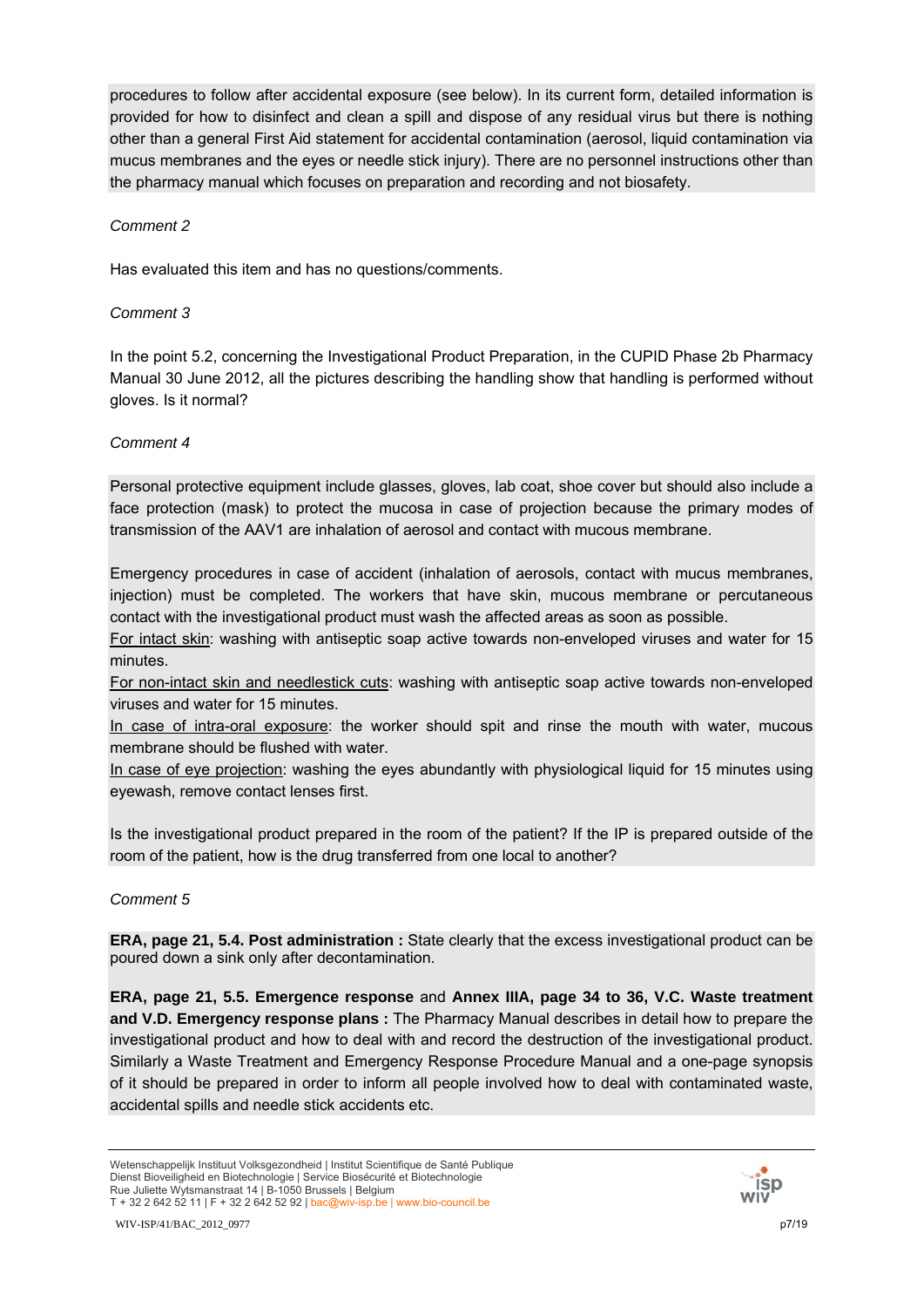procedures to follow after accidental exposure (see below). In its current form, detailed information is provided for how to disinfect and clean a spill and dispose of any residual virus but there is nothing other than a general First Aid statement for accidental contamination (aerosol, liquid contamination via mucus membranes and the eyes or needle stick injury). There are no personnel instructions other than the pharmacy manual which focuses on preparation and recording and not biosafety.

*Comment 2*

Has evaluated this item and has no questions/comments.

*Comment 3*

In the point 5.2, concerning the Investigational Product Preparation, in the CUPID Phase 2b Pharmacy Manual 30 June 2012, all the pictures describing the handling show that handling is performed without gloves. Is it normal?

*Comment 4*

Personal protective equipment include glasses, gloves, lab coat, shoe cover but should also include a face protection (mask) to protect the mucosa in case of projection because the primary modes of transmission of the AAV1 are inhalation of aerosol and contact with mucous membrane.

Emergency procedures in case of accident (inhalation of aerosols, contact with mucus membranes, injection) must be completed. The workers that have skin, mucous membrane or percutaneous contact with the investigational product must wash the affected areas as soon as possible.
<u>For intact skin</u>: washing with antiseptic soap active towards non-enveloped viruses and water for 15 minutes.
<u>For non-intact skin and needlestick cuts</u>: washing with antiseptic soap active towards non-enveloped viruses and water for 15 minutes.
<u>In case of intra-oral exposure</u>: the worker should spit and rinse the mouth with water, mucous membrane should be flushed with water.
<u>In case of eye projection</u>: washing the eyes abundantly with physiological liquid for 15 minutes using eyewash, remove contact lenses first.

Is the investigational product prepared in the room of the patient? If the IP is prepared outside of the room of the patient, how is the drug transferred from one local to another?

*Comment 5*

**ERA, page 21, 5.4. Post administration :** State clearly that the excess investigational product can be poured down a sink only after decontamination.

**ERA, page 21, 5.5. Emergence response** and **Annex IIIA, page 34 to 36, V.C. Waste treatment and V.D. Emergency response plans :** The Pharmacy Manual describes in detail how to prepare the investigational product and how to deal with and record the destruction of the investigational product. Similarly a Waste Treatment and Emergency Response Procedure Manual and a one-page synopsis of it should be prepared in order to inform all people involved how to deal with contaminated waste, accidental spills and needle stick accidents etc.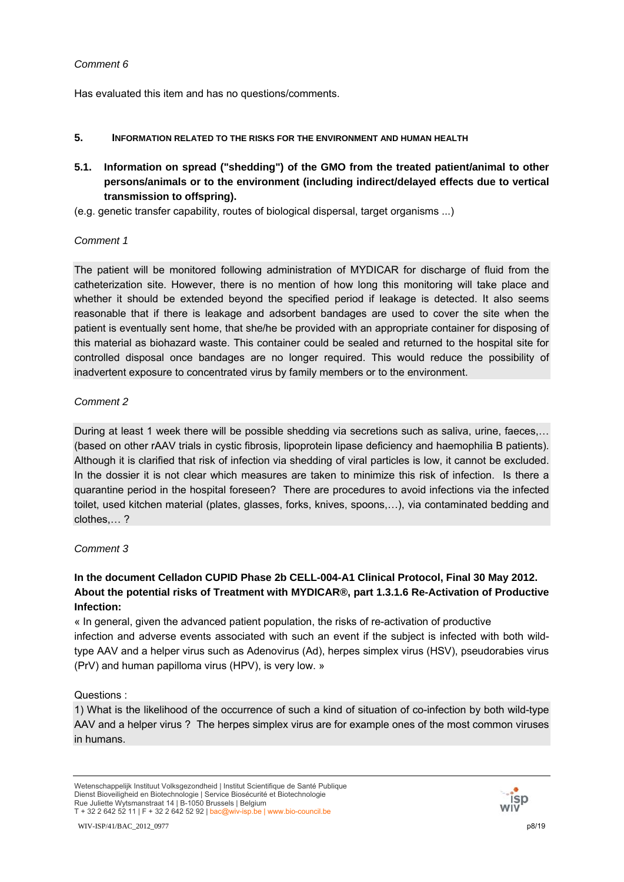*Comment 6*

Has evaluated this item and has no questions/comments.

## 5. INFORMATION RELATED TO THE RISKS FOR THE ENVIRONMENT AND HUMAN HEALTH

### 5.1. Information on spread ("shedding") of the GMO from the treated patient/animal to other persons/animals or to the environment (including indirect/delayed effects due to vertical transmission to offspring).

(e.g. genetic transfer capability, routes of biological dispersal, target organisms ...)

*Comment 1*

The patient will be monitored following administration of MYDICAR for discharge of fluid from the catheterization site. However, there is no mention of how long this monitoring will take place and whether it should be extended beyond the specified period if leakage is detected. It also seems reasonable that if there is leakage and adsorbent bandages are used to cover the site when the patient is eventually sent home, that she/he be provided with an appropriate container for disposing of this material as biohazard waste. This container could be sealed and returned to the hospital site for controlled disposal once bandages are no longer required. This would reduce the possibility of inadvertent exposure to concentrated virus by family members or to the environment.

*Comment 2*

During at least 1 week there will be possible shedding via secretions such as saliva, urine, faeces,… (based on other rAAV trials in cystic fibrosis, lipoprotein lipase deficiency and haemophilia B patients). Although it is clarified that risk of infection via shedding of viral particles is low, it cannot be excluded. In the dossier it is not clear which measures are taken to minimize this risk of infection. Is there a quarantine period in the hospital foreseen? There are procedures to avoid infections via the infected toilet, used kitchen material (plates, glasses, forks, knives, spoons,…), via contaminated bedding and clothes,… ?

*Comment 3*

**In the document Celladon CUPID Phase 2b CELL-004-A1 Clinical Protocol, Final 30 May 2012. About the potential risks of Treatment with MYDICAR®, part 1.3.1.6 Re-Activation of Productive Infection:**

« In general, given the advanced patient population, the risks of re-activation of productive infection and adverse events associated with such an event if the subject is infected with both wild-type AAV and a helper virus such as Adenovirus (Ad), herpes simplex virus (HSV), pseudorabies virus (PrV) and human papilloma virus (HPV), is very low. »

Questions :

1) What is the likelihood of the occurrence of such a kind of situation of co-infection by both wild-type AAV and a helper virus ? The herpes simplex virus are for example ones of the most common viruses in humans.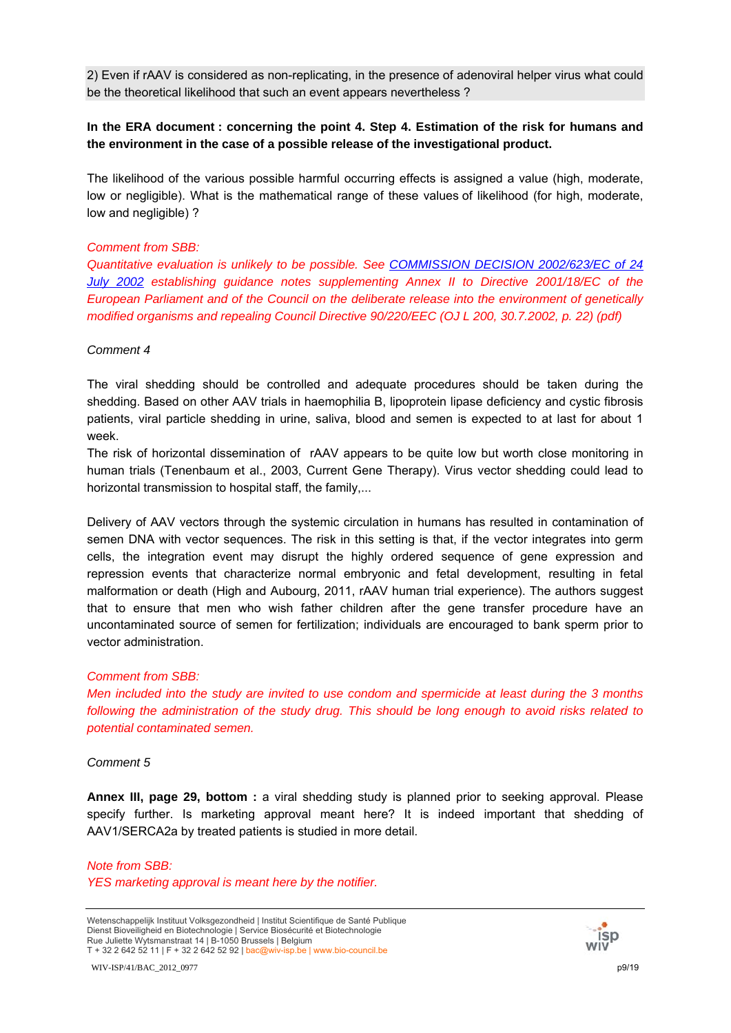2) Even if rAAV is considered as non-replicating, in the presence of adenoviral helper virus what could be the theoretical likelihood that such an event appears nevertheless ?

**In the ERA document : concerning the point 4. Step 4. Estimation of the risk for humans and the environment in the case of a possible release of the investigational product.**

The likelihood of the various possible harmful occurring effects is assigned a value (high, moderate, low or negligible). What is the mathematical range of these values of likelihood (for high, moderate, low and negligible) ?

*Comment from SBB:*
*Quantitative evaluation is unlikely to be possible. See [COMMISSION DECISION 2002/623/EC of 24 July 2002]() establishing guidance notes supplementing Annex II to Directive 2001/18/EC of the European Parliament and of the Council on the deliberate release into the environment of genetically modified organisms and repealing Council Directive 90/220/EEC (OJ L 200, 30.7.2002, p. 22) (pdf)*

*Comment 4*

The viral shedding should be controlled and adequate procedures should be taken during the shedding. Based on other AAV trials in haemophilia B, lipoprotein lipase deficiency and cystic fibrosis patients, viral particle shedding in urine, saliva, blood and semen is expected to at last for about 1 week.
The risk of horizontal dissemination of rAAV appears to be quite low but worth close monitoring in human trials (Tenenbaum et al., 2003, Current Gene Therapy). Virus vector shedding could lead to horizontal transmission to hospital staff, the family,...

Delivery of AAV vectors through the systemic circulation in humans has resulted in contamination of semen DNA with vector sequences. The risk in this setting is that, if the vector integrates into germ cells, the integration event may disrupt the highly ordered sequence of gene expression and repression events that characterize normal embryonic and fetal development, resulting in fetal malformation or death (High and Aubourg, 2011, rAAV human trial experience). The authors suggest that to ensure that men who wish father children after the gene transfer procedure have an uncontaminated source of semen for fertilization; individuals are encouraged to bank sperm prior to vector administration.

*Comment from SBB:*
*Men included into the study are invited to use condom and spermicide at least during the 3 months following the administration of the study drug. This should be long enough to avoid risks related to potential contaminated semen.*

*Comment 5*

**Annex III, page 29, bottom :** a viral shedding study is planned prior to seeking approval. Please specify further. Is marketing approval meant here? It is indeed important that shedding of AAV1/SERCA2a by treated patients is studied in more detail.

*Note from SBB:*
*YES marketing approval is meant here by the notifier.*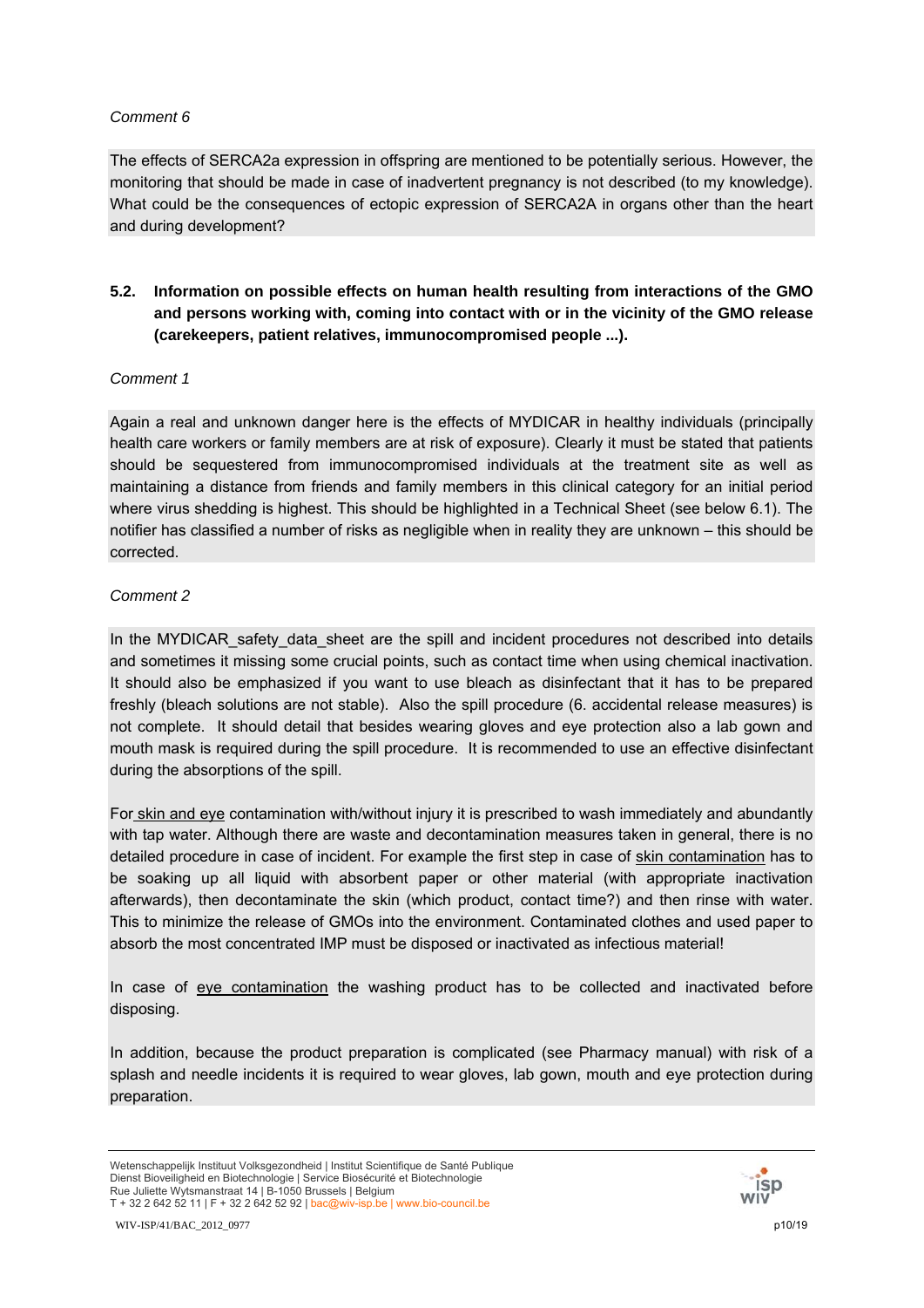*Comment 6*

The effects of SERCA2a expression in offspring are mentioned to be potentially serious. However, the monitoring that should be made in case of inadvertent pregnancy is not described (to my knowledge). What could be the consequences of ectopic expression of SERCA2A in organs other than the heart and during development?

### 5.2. Information on possible effects on human health resulting from interactions of the GMO and persons working with, coming into contact with or in the vicinity of the GMO release (carekeepers, patient relatives, immunocompromised people ...).

*Comment 1*

Again a real and unknown danger here is the effects of MYDICAR in healthy individuals (principally health care workers or family members are at risk of exposure). Clearly it must be stated that patients should be sequestered from immunocompromised individuals at the treatment site as well as maintaining a distance from friends and family members in this clinical category for an initial period where virus shedding is highest. This should be highlighted in a Technical Sheet (see below 6.1). The notifier has classified a number of risks as negligible when in reality they are unknown – this should be corrected.

*Comment 2*

In the MYDICAR_safety_data_sheet are the spill and incident procedures not described into details and sometimes it missing some crucial points, such as contact time when using chemical inactivation. It should also be emphasized if you want to use bleach as disinfectant that it has to be prepared freshly (bleach solutions are not stable). Also the spill procedure (6. accidental release measures) is not complete. It should detail that besides wearing gloves and eye protection also a lab gown and mouth mask is required during the spill procedure. It is recommended to use an effective disinfectant during the absorptions of the spill.

For skin and eye contamination with/without injury it is prescribed to wash immediately and abundantly with tap water. Although there are waste and decontamination measures taken in general, there is no detailed procedure in case of incident. For example the first step in case of skin contamination has to be soaking up all liquid with absorbent paper or other material (with appropriate inactivation afterwards), then decontaminate the skin (which product, contact time?) and then rinse with water. This to minimize the release of GMOs into the environment. Contaminated clothes and used paper to absorb the most concentrated IMP must be disposed or inactivated as infectious material!

In case of eye contamination the washing product has to be collected and inactivated before disposing.

In addition, because the product preparation is complicated (see Pharmacy manual) with risk of a splash and needle incidents it is required to wear gloves, lab gown, mouth and eye protection during preparation.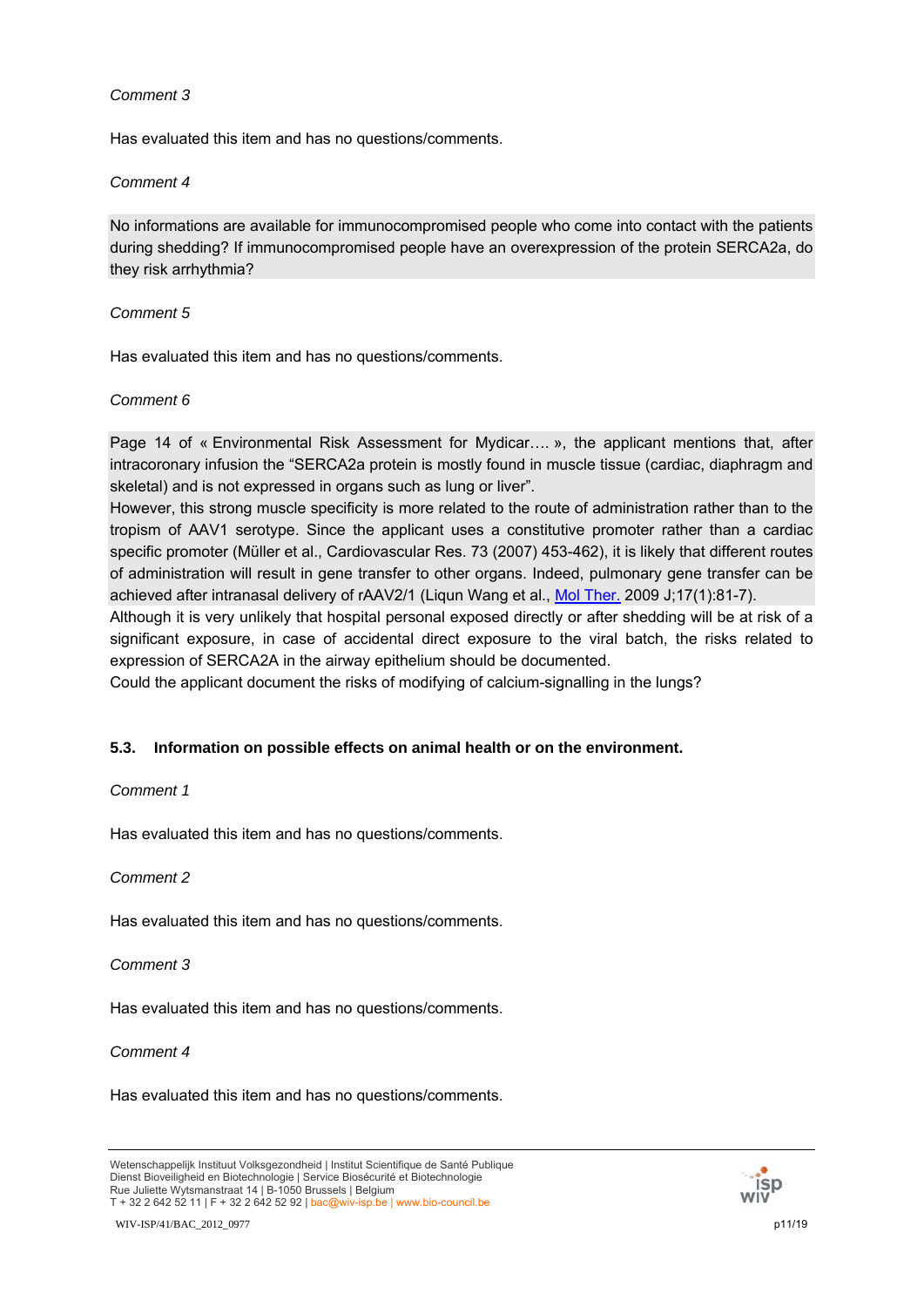*Comment 3*

Has evaluated this item and has no questions/comments.

*Comment 4*

No informations are available for immunocompromised people who come into contact with the patients during shedding? If immunocompromised people have an overexpression of the protein SERCA2a, do they risk arrhythmia?

*Comment 5*

Has evaluated this item and has no questions/comments.

*Comment 6*

Page 14 of « Environmental Risk Assessment for Mydicar…. », the applicant mentions that, after intracoronary infusion the "SERCA2a protein is mostly found in muscle tissue (cardiac, diaphragm and skeletal) and is not expressed in organs such as lung or liver".

However, this strong muscle specificity is more related to the route of administration rather than to the tropism of AAV1 serotype. Since the applicant uses a constitutive promoter rather than a cardiac specific promoter (Müller et al., Cardiovascular Res. 73 (2007) 453-462), it is likely that different routes of administration will result in gene transfer to other organs. Indeed, pulmonary gene transfer can be achieved after intranasal delivery of rAAV2/1 (Liqun Wang et al., Mol Ther. 2009 J;17(1):81-7).

Although it is very unlikely that hospital personal exposed directly or after shedding will be at risk of a significant exposure, in case of accidental direct exposure to the viral batch, the risks related to expression of SERCA2A in the airway epithelium should be documented.

Could the applicant document the risks of modifying of calcium-signalling in the lungs?

### 5.3. Information on possible effects on animal health or on the environment.

*Comment 1*

Has evaluated this item and has no questions/comments.

*Comment 2*

Has evaluated this item and has no questions/comments.

*Comment 3*

Has evaluated this item and has no questions/comments.

*Comment 4*

Has evaluated this item and has no questions/comments.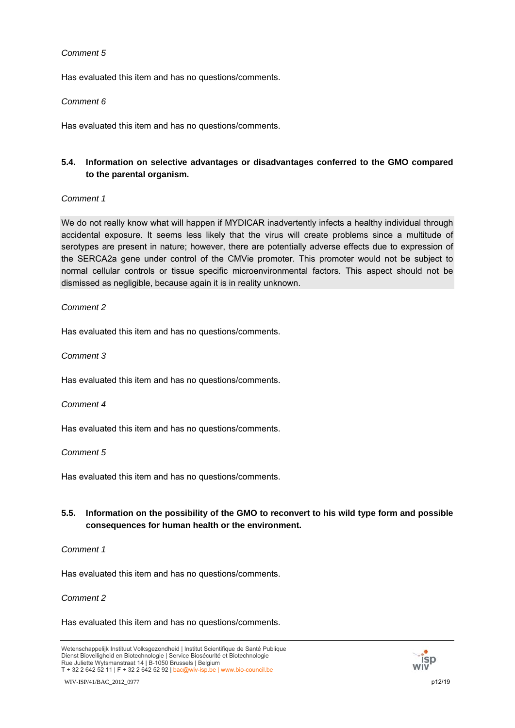*Comment 5*

Has evaluated this item and has no questions/comments.

*Comment 6*

Has evaluated this item and has no questions/comments.

### 5.4. Information on selective advantages or disadvantages conferred to the GMO compared to the parental organism.

*Comment 1*

We do not really know what will happen if MYDICAR inadvertently infects a healthy individual through accidental exposure. It seems less likely that the virus will create problems since a multitude of serotypes are present in nature; however, there are potentially adverse effects due to expression of the SERCA2a gene under control of the CMVie promoter. This promoter would not be subject to normal cellular controls or tissue specific microenvironmental factors. This aspect should not be dismissed as negligible, because again it is in reality unknown.

*Comment 2*

Has evaluated this item and has no questions/comments.

*Comment 3*

Has evaluated this item and has no questions/comments.

*Comment 4*

Has evaluated this item and has no questions/comments.

*Comment 5*

Has evaluated this item and has no questions/comments.

### 5.5. Information on the possibility of the GMO to reconvert to his wild type form and possible consequences for human health or the environment.

*Comment 1*

Has evaluated this item and has no questions/comments.

*Comment 2*

Has evaluated this item and has no questions/comments.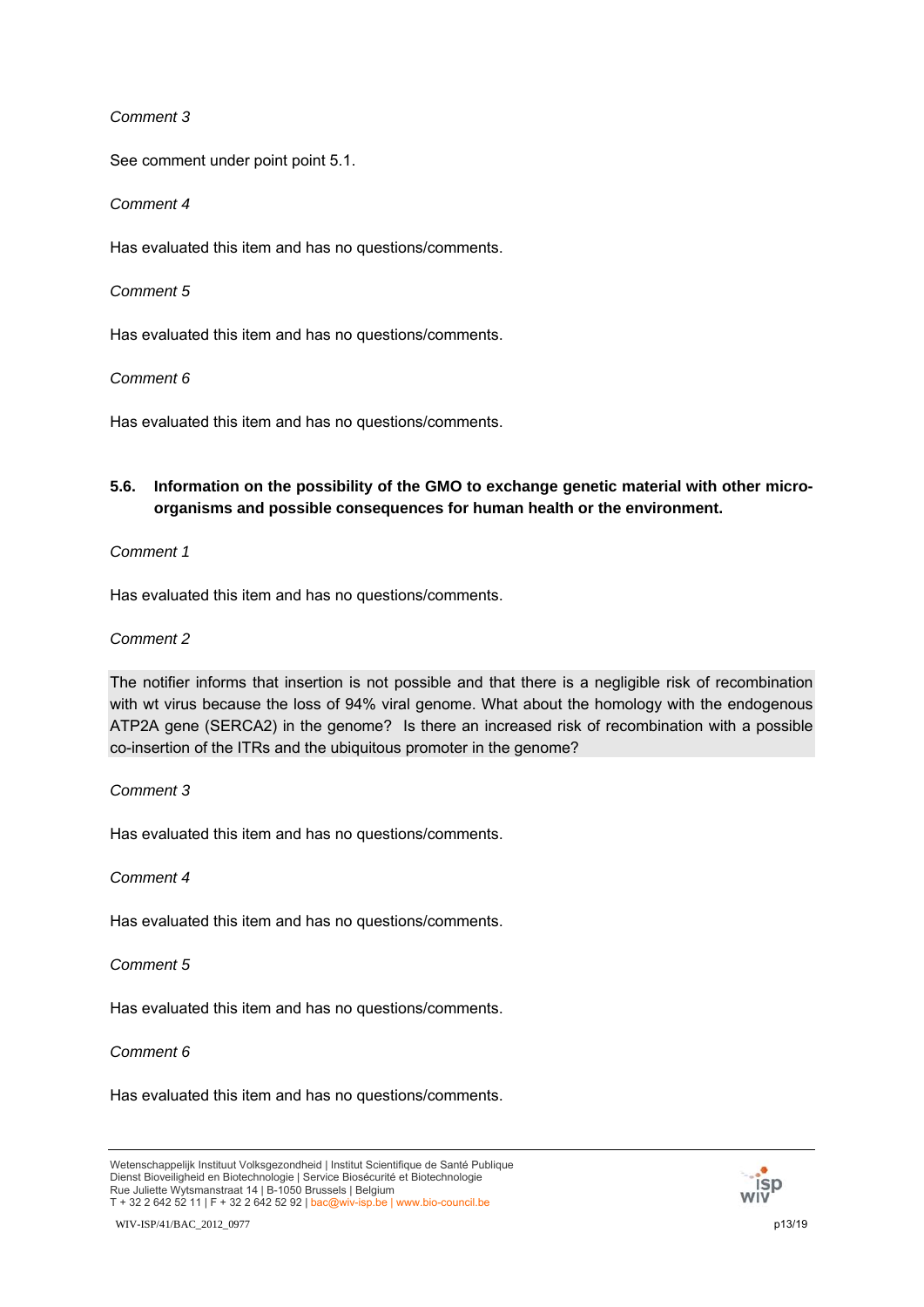*Comment 3*

See comment under point point 5.1.

*Comment 4*

Has evaluated this item and has no questions/comments.

*Comment 5*

Has evaluated this item and has no questions/comments.

*Comment 6*

Has evaluated this item and has no questions/comments.

### 5.6. Information on the possibility of the GMO to exchange genetic material with other micro-organisms and possible consequences for human health or the environment.

*Comment 1*

Has evaluated this item and has no questions/comments.

*Comment 2*

The notifier informs that insertion is not possible and that there is a negligible risk of recombination with wt virus because the loss of 94% viral genome. What about the homology with the endogenous ATP2A gene (SERCA2) in the genome? Is there an increased risk of recombination with a possible co-insertion of the ITRs and the ubiquitous promoter in the genome?

*Comment 3*

Has evaluated this item and has no questions/comments.

*Comment 4*

Has evaluated this item and has no questions/comments.

*Comment 5*

Has evaluated this item and has no questions/comments.

*Comment 6*

Has evaluated this item and has no questions/comments.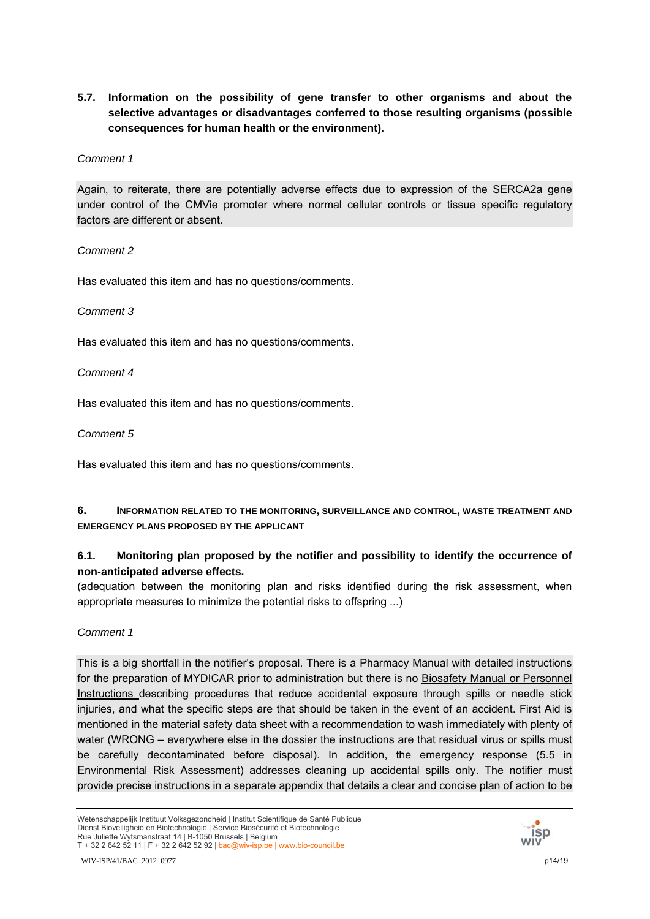### 5.7. Information on the possibility of gene transfer to other organisms and about the selective advantages or disadvantages conferred to those resulting organisms (possible consequences for human health or the environment).

*Comment 1*

Again, to reiterate, there are potentially adverse effects due to expression of the SERCA2a gene under control of the CMVie promoter where normal cellular controls or tissue specific regulatory factors are different or absent.

*Comment 2*

Has evaluated this item and has no questions/comments.

*Comment 3*

Has evaluated this item and has no questions/comments.

*Comment 4*

Has evaluated this item and has no questions/comments.

*Comment 5*

Has evaluated this item and has no questions/comments.

## 6. INFORMATION RELATED TO THE MONITORING, SURVEILLANCE AND CONTROL, WASTE TREATMENT AND EMERGENCY PLANS PROPOSED BY THE APPLICANT

### 6.1. Monitoring plan proposed by the notifier and possibility to identify the occurrence of non-anticipated adverse effects.

(adequation between the monitoring plan and risks identified during the risk assessment, when appropriate measures to minimize the potential risks to offspring ...)

*Comment 1*

This is a big shortfall in the notifier's proposal. There is a Pharmacy Manual with detailed instructions for the preparation of MYDICAR prior to administration but there is no Biosafety Manual or Personnel Instructions describing procedures that reduce accidental exposure through spills or needle stick injuries, and what the specific steps are that should be taken in the event of an accident. First Aid is mentioned in the material safety data sheet with a recommendation to wash immediately with plenty of water (WRONG – everywhere else in the dossier the instructions are that residual virus or spills must be carefully decontaminated before disposal). In addition, the emergency response (5.5 in Environmental Risk Assessment) addresses cleaning up accidental spills only. The notifier must provide precise instructions in a separate appendix that details a clear and concise plan of action to be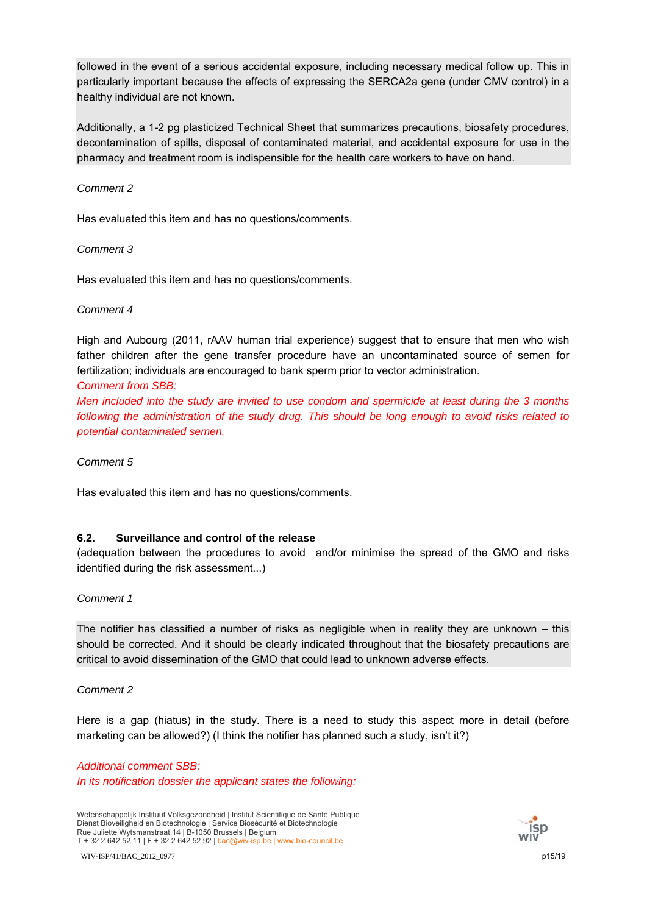followed in the event of a serious accidental exposure, including necessary medical follow up. This in particularly important because the effects of expressing the SERCA2a gene (under CMV control) in a healthy individual are not known.

Additionally, a 1-2 pg plasticized Technical Sheet that summarizes precautions, biosafety procedures, decontamination of spills, disposal of contaminated material, and accidental exposure for use in the pharmacy and treatment room is indispensible for the health care workers to have on hand.

*Comment 2*

Has evaluated this item and has no questions/comments.

*Comment 3*

Has evaluated this item and has no questions/comments.

*Comment 4*

High and Aubourg (2011, rAAV human trial experience) suggest that to ensure that men who wish father children after the gene transfer procedure have an uncontaminated source of semen for fertilization; individuals are encouraged to bank sperm prior to vector administration.

*Comment from SBB:*

*Men included into the study are invited to use condom and spermicide at least during the 3 months following the administration of the study drug. This should be long enough to avoid risks related to potential contaminated semen.*

*Comment 5*

Has evaluated this item and has no questions/comments.

### 6.2. Surveillance and control of the release

(adequation between the procedures to avoid and/or minimise the spread of the GMO and risks identified during the risk assessment...)

*Comment 1*

The notifier has classified a number of risks as negligible when in reality they are unknown – this should be corrected. And it should be clearly indicated throughout that the biosafety precautions are critical to avoid dissemination of the GMO that could lead to unknown adverse effects.

*Comment 2*

Here is a gap (hiatus) in the study. There is a need to study this aspect more in detail (before marketing can be allowed?) (I think the notifier has planned such a study, isn't it?)

*Additional comment SBB:*

*In its notification dossier the applicant states the following:*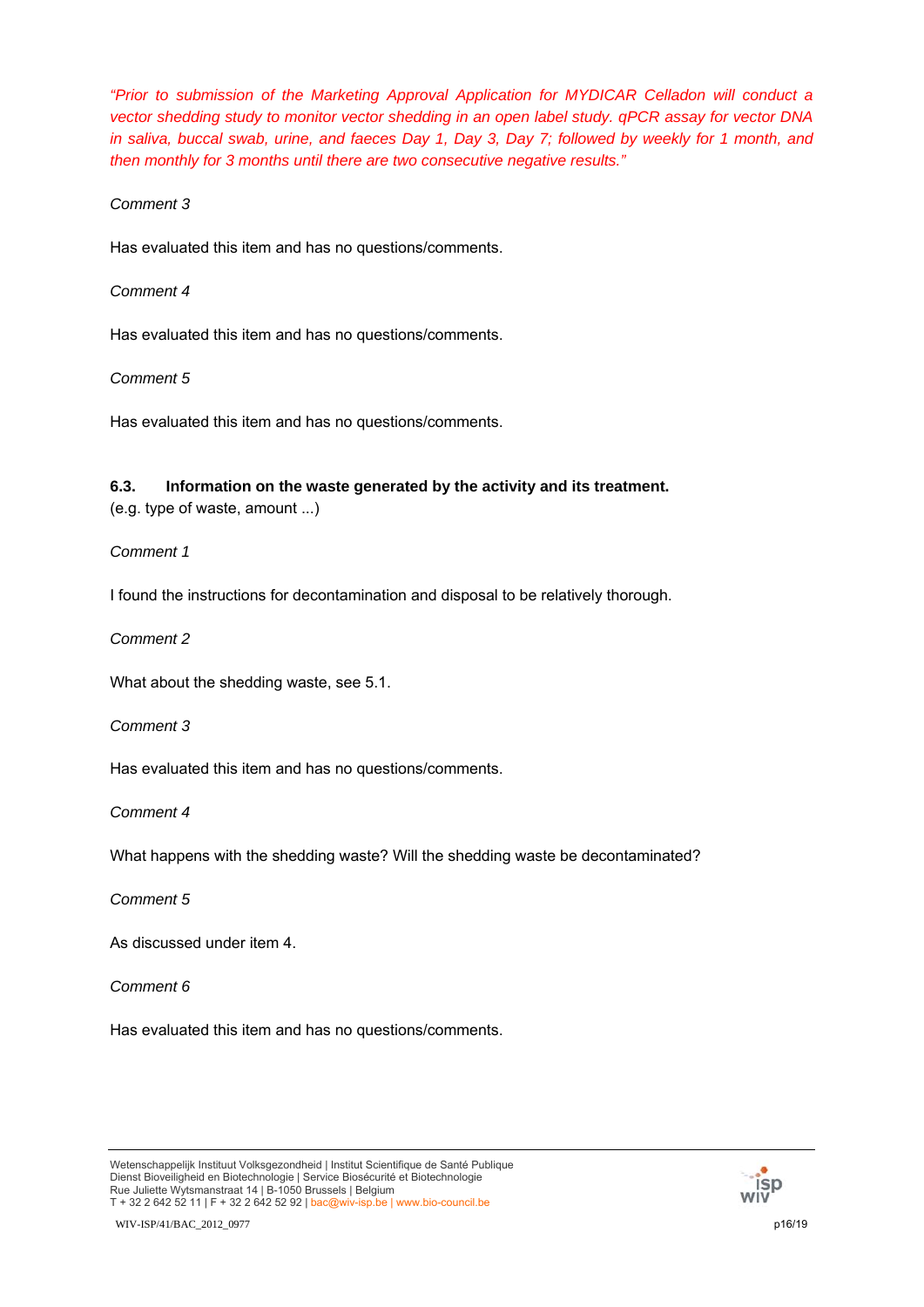*"Prior to submission of the Marketing Approval Application for MYDICAR Celladon will conduct a vector shedding study to monitor vector shedding in an open label study. qPCR assay for vector DNA in saliva, buccal swab, urine, and faeces Day 1, Day 3, Day 7; followed by weekly for 1 month, and then monthly for 3 months until there are two consecutive negative results."*

*Comment 3*

Has evaluated this item and has no questions/comments.

*Comment 4*

Has evaluated this item and has no questions/comments.

*Comment 5*

Has evaluated this item and has no questions/comments.

### 6.3. Information on the waste generated by the activity and its treatment.

(e.g. type of waste, amount ...)

*Comment 1*

I found the instructions for decontamination and disposal to be relatively thorough.

*Comment 2*

What about the shedding waste, see 5.1.

*Comment 3*

Has evaluated this item and has no questions/comments.

*Comment 4*

What happens with the shedding waste? Will the shedding waste be decontaminated?

*Comment 5*

As discussed under item 4.

*Comment 6*

Has evaluated this item and has no questions/comments.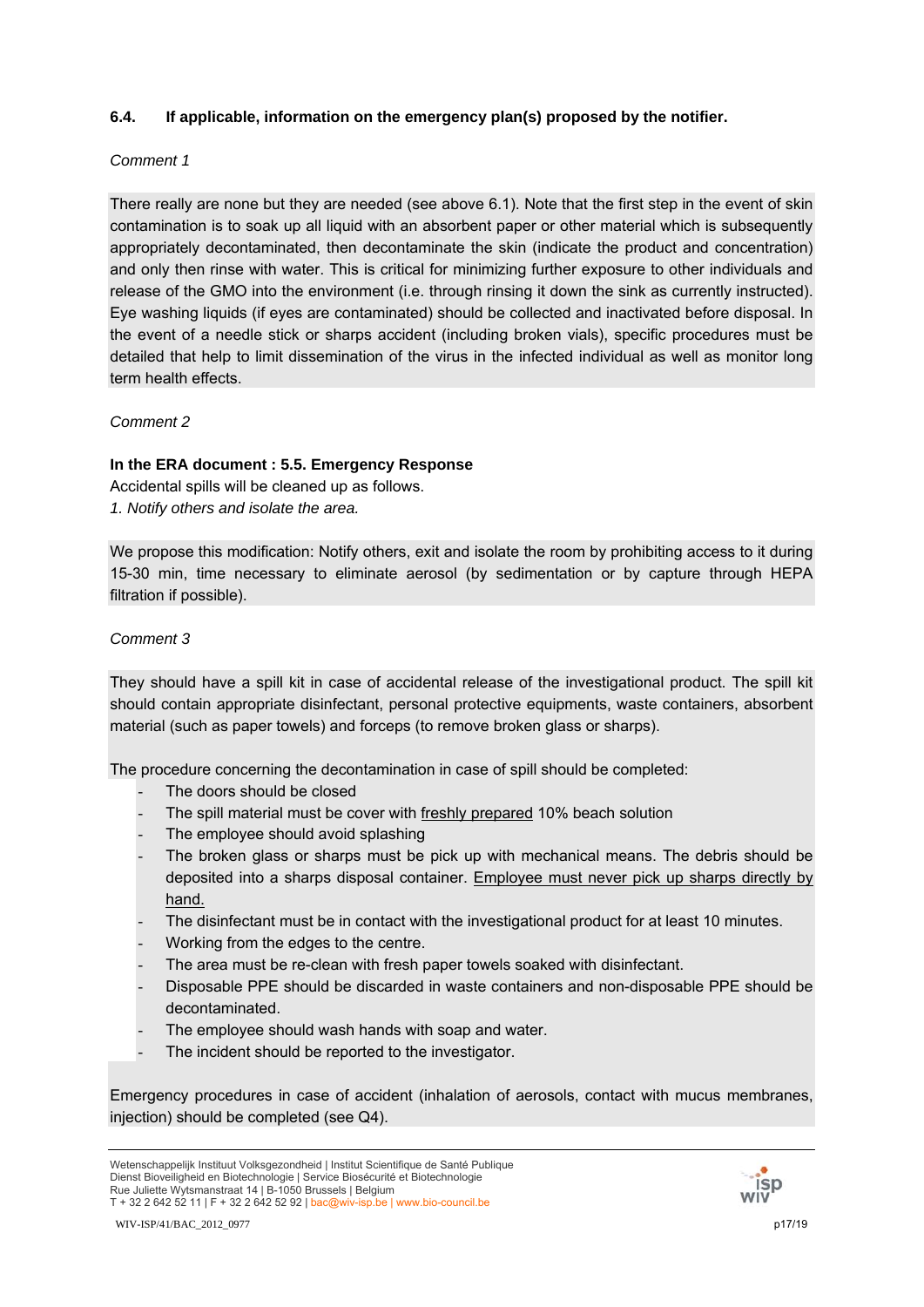### 6.4. If applicable, information on the emergency plan(s) proposed by the notifier.

*Comment 1*

There really are none but they are needed (see above 6.1). Note that the first step in the event of skin contamination is to soak up all liquid with an absorbent paper or other material which is subsequently appropriately decontaminated, then decontaminate the skin (indicate the product and concentration) and only then rinse with water. This is critical for minimizing further exposure to other individuals and release of the GMO into the environment (i.e. through rinsing it down the sink as currently instructed). Eye washing liquids (if eyes are contaminated) should be collected and inactivated before disposal. In the event of a needle stick or sharps accident (including broken vials), specific procedures must be detailed that help to limit dissemination of the virus in the infected individual as well as monitor long term health effects.

*Comment 2*

**In the ERA document : 5.5. Emergency Response**

Accidental spills will be cleaned up as follows.

*1. Notify others and isolate the area.*

We propose this modification: Notify others, exit and isolate the room by prohibiting access to it during 15-30 min, time necessary to eliminate aerosol (by sedimentation or by capture through HEPA filtration if possible).

*Comment 3*

They should have a spill kit in case of accidental release of the investigational product. The spill kit should contain appropriate disinfectant, personal protective equipments, waste containers, absorbent material (such as paper towels) and forceps (to remove broken glass or sharps).

The procedure concerning the decontamination in case of spill should be completed:

- The doors should be closed
- The spill material must be cover with <u>freshly prepared</u> 10% beach solution
- The employee should avoid splashing
- The broken glass or sharps must be pick up with mechanical means. The debris should be deposited into a sharps disposal container. <u>Employee must never pick up sharps directly by hand.</u>
- The disinfectant must be in contact with the investigational product for at least 10 minutes.
- Working from the edges to the centre.
- The area must be re-clean with fresh paper towels soaked with disinfectant.
- Disposable PPE should be discarded in waste containers and non-disposable PPE should be decontaminated.
- The employee should wash hands with soap and water.
- The incident should be reported to the investigator.

Emergency procedures in case of accident (inhalation of aerosols, contact with mucus membranes, injection) should be completed (see Q4).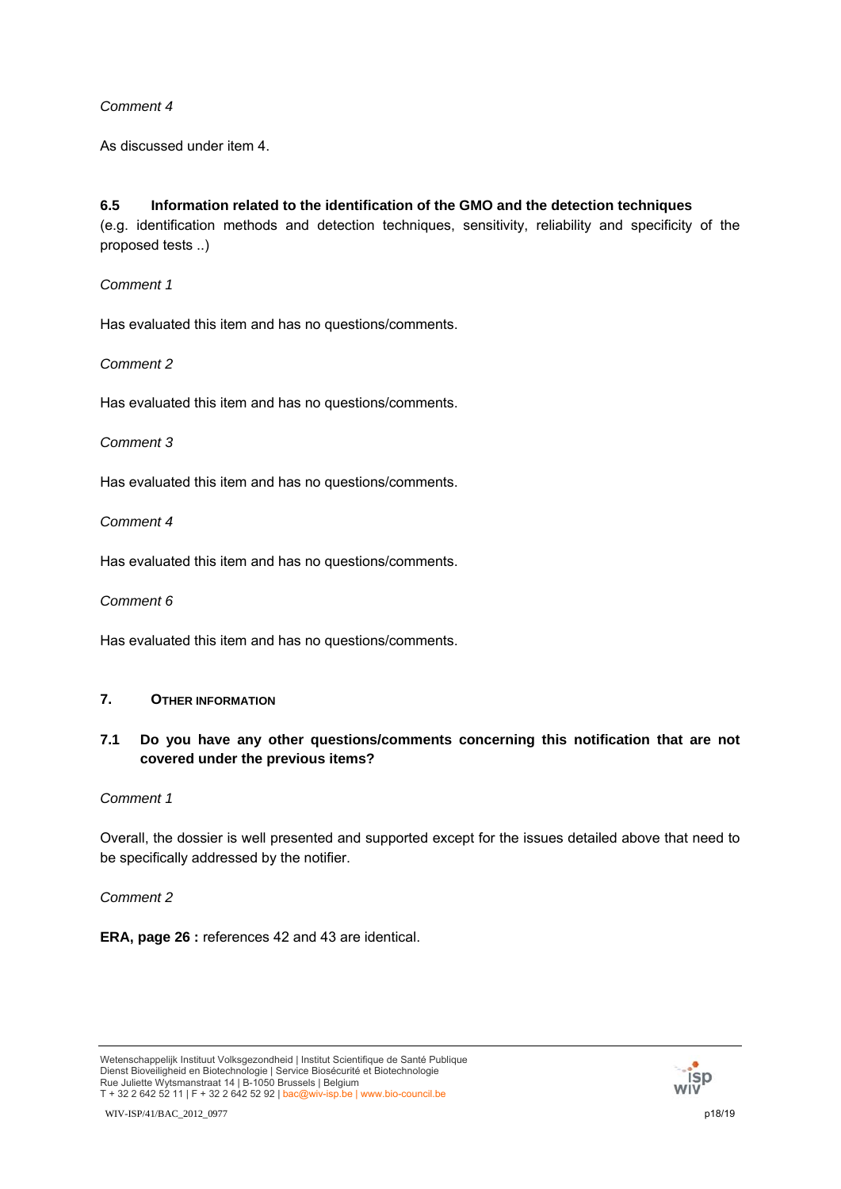*Comment 4*

As discussed under item 4.

### 6.5 Information related to the identification of the GMO and the detection techniques

(e.g. identification methods and detection techniques, sensitivity, reliability and specificity of the proposed tests ..)

*Comment 1*

Has evaluated this item and has no questions/comments.

*Comment 2*

Has evaluated this item and has no questions/comments.

*Comment 3*

Has evaluated this item and has no questions/comments.

*Comment 4*

Has evaluated this item and has no questions/comments.

*Comment 6*

Has evaluated this item and has no questions/comments.

## 7. Other information

### 7.1 Do you have any other questions/comments concerning this notification that are not covered under the previous items?

*Comment 1*

Overall, the dossier is well presented and supported except for the issues detailed above that need to be specifically addressed by the notifier.

*Comment 2*

**ERA, page 26 :** references 42 and 43 are identical.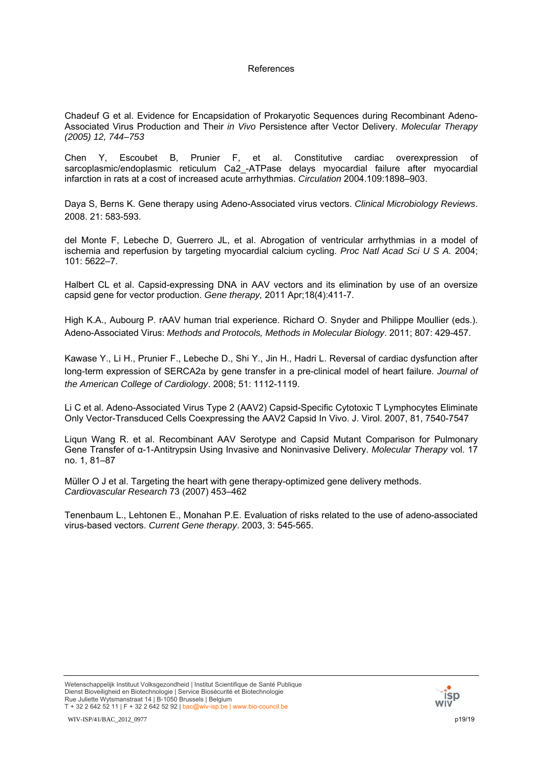# References

Chadeuf G et al. Evidence for Encapsidation of Prokaryotic Sequences during Recombinant Adeno-Associated Virus Production and Their *in Vivo* Persistence after Vector Delivery. *Molecular Therapy (2005) 12, 744–753*

Chen Y, Escoubet B, Prunier F, et al. Constitutive cardiac overexpression of sarcoplasmic/endoplasmic reticulum Ca2_-ATPase delays myocardial failure after myocardial infarction in rats at a cost of increased acute arrhythmias. *Circulation* 2004.109:1898–903.

Daya S, Berns K. Gene therapy using Adeno-Associated virus vectors. *Clinical Microbiology Reviews*. 2008. 21: 583-593.

del Monte F, Lebeche D, Guerrero JL, et al. Abrogation of ventricular arrhythmias in a model of ischemia and reperfusion by targeting myocardial calcium cycling. *Proc Natl Acad Sci U S A.* 2004; 101: 5622–7.

Halbert CL et al. Capsid-expressing DNA in AAV vectors and its elimination by use of an oversize capsid gene for vector production. *Gene therapy,* 2011 Apr;18(4):411-7.

High K.A., Aubourg P. rAAV human trial experience. Richard O. Snyder and Philippe Moullier (eds.). Adeno-Associated Virus: *Methods and Protocols, Methods in Molecular Biology*. 2011; 807: 429-457.

Kawase Y., Li H., Prunier F., Lebeche D., Shi Y., Jin H., Hadri L. Reversal of cardiac dysfunction after long-term expression of SERCA2a by gene transfer in a pre-clinical model of heart failure. *Journal of the American College of Cardiology*. 2008; 51: 1112-1119.

Li C et al. Adeno-Associated Virus Type 2 (AAV2) Capsid-Specific Cytotoxic T Lymphocytes Eliminate Only Vector-Transduced Cells Coexpressing the AAV2 Capsid In Vivo. J. Virol. 2007, 81, 7540-7547

Liqun Wang R. et al. Recombinant AAV Serotype and Capsid Mutant Comparison for Pulmonary Gene Transfer of α-1-Antitrypsin Using Invasive and Noninvasive Delivery. *Molecular Therapy* vol. 17 no. 1, 81–87

Müller O J et al. Targeting the heart with gene therapy-optimized gene delivery methods. *Cardiovascular Research* 73 (2007) 453–462

Tenenbaum L., Lehtonen E., Monahan P.E. Evaluation of risks related to the use of adeno-associated virus-based vectors. *Current Gene therapy*. 2003, 3: 545-565.